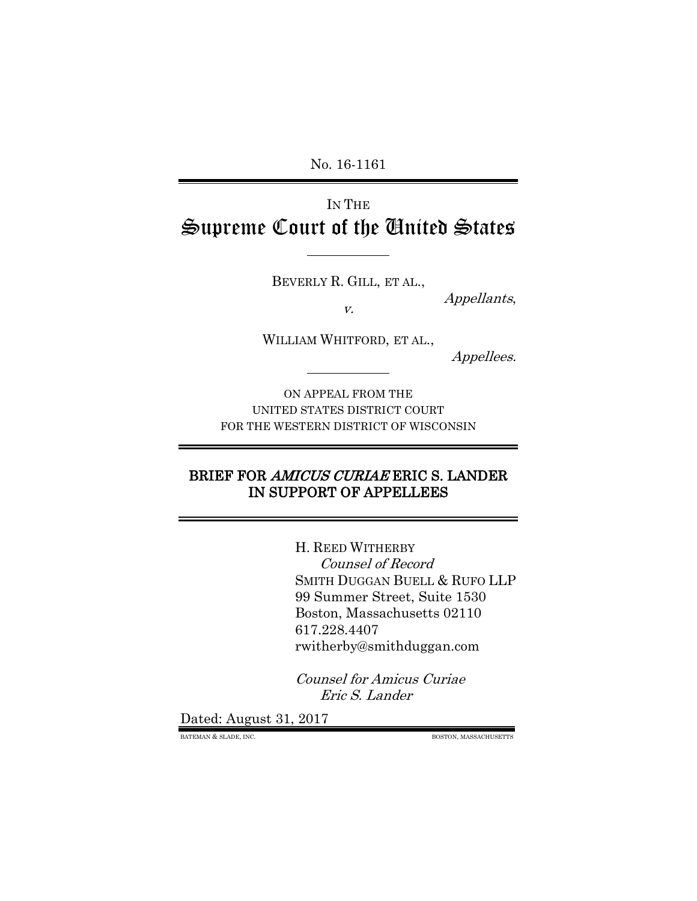No. 16-1161

---

IN THE

# Supreme Court of the United States

---

BEVERLY R. GILL, ET AL.,

*Appellants*,

*v.*

WILLIAM WHITFORD, ET AL.,

*Appellees.*

---

ON APPEAL FROM THE UNITED STATES DISTRICT COURT FOR THE WESTERN DISTRICT OF WISCONSIN

---

## BRIEF FOR *AMICUS CURIAE* ERIC S. LANDER IN SUPPORT OF APPELLEES

---

H. REED WITHERBY
*Counsel of Record*
SMITH DUGGAN BUELL & RUFO LLP
99 Summer Street, Suite 1530
Boston, Massachusetts 02110
617.228.4407
rwitherby@smithduggan.com

*Counsel for Amicus Curiae*
*Eric S. Lander*

Dated: August 31, 2017

BATEMAN & SLADE, INC. BOSTON, MASSACHUSETTS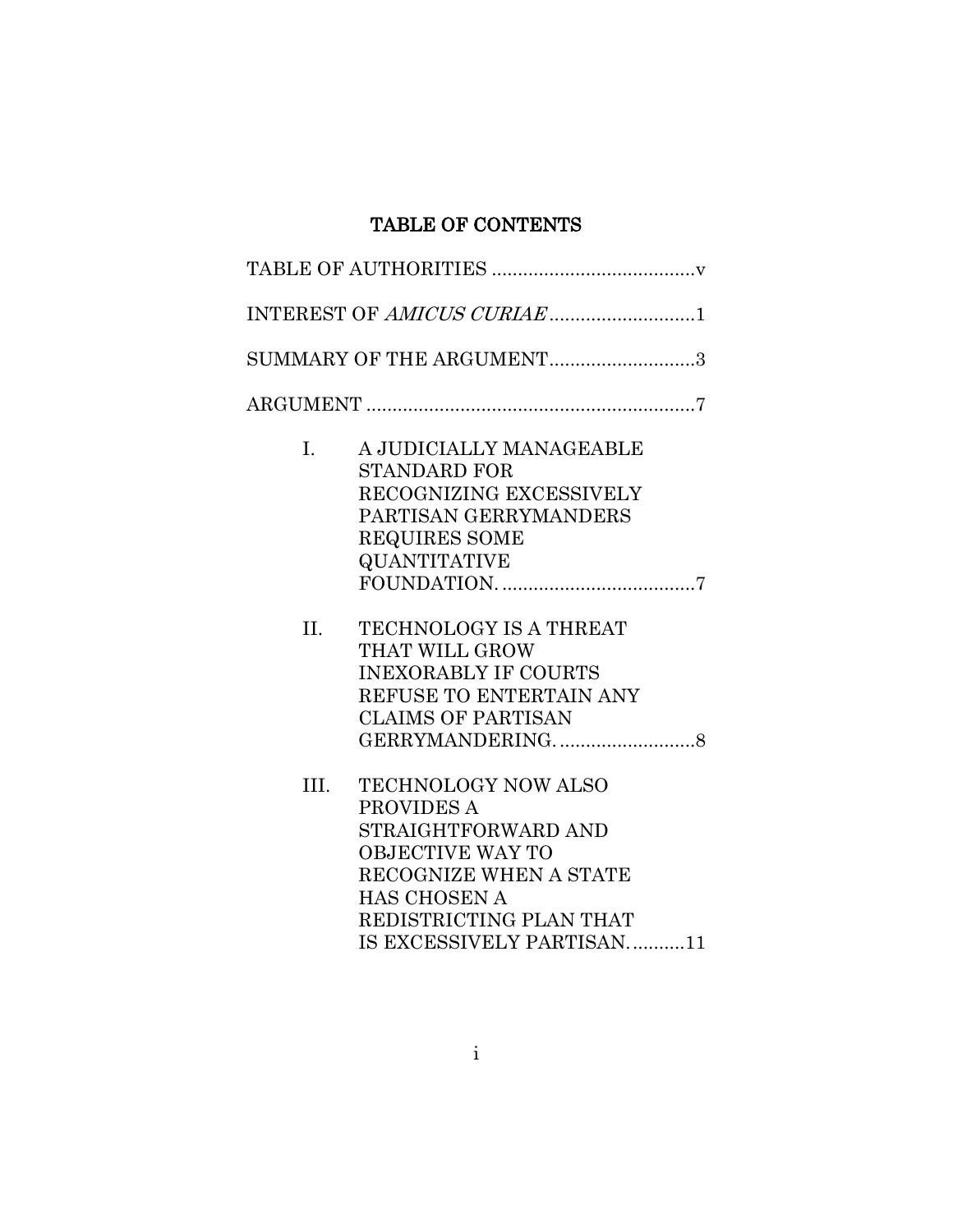# TABLE OF CONTENTS

TABLE OF AUTHORITIES .......................................v

INTEREST OF *AMICUS CURIAE* ............................1

SUMMARY OF THE ARGUMENT............................3

ARGUMENT ...............................................................7

I. A JUDICIALLY MANAGEABLE STANDARD FOR RECOGNIZING EXCESSIVELY PARTISAN GERRYMANDERS REQUIRES SOME QUANTITATIVE FOUNDATION. .....................................7

II. TECHNOLOGY IS A THREAT THAT WILL GROW INEXORABLY IF COURTS REFUSE TO ENTERTAIN ANY CLAIMS OF PARTISAN GERRYMANDERING. ..........................8

III. TECHNOLOGY NOW ALSO PROVIDES A STRAIGHTFORWARD AND OBJECTIVE WAY TO RECOGNIZE WHEN A STATE HAS CHOSEN A REDISTRICTING PLAN THAT IS EXCESSIVELY PARTISAN. ..........11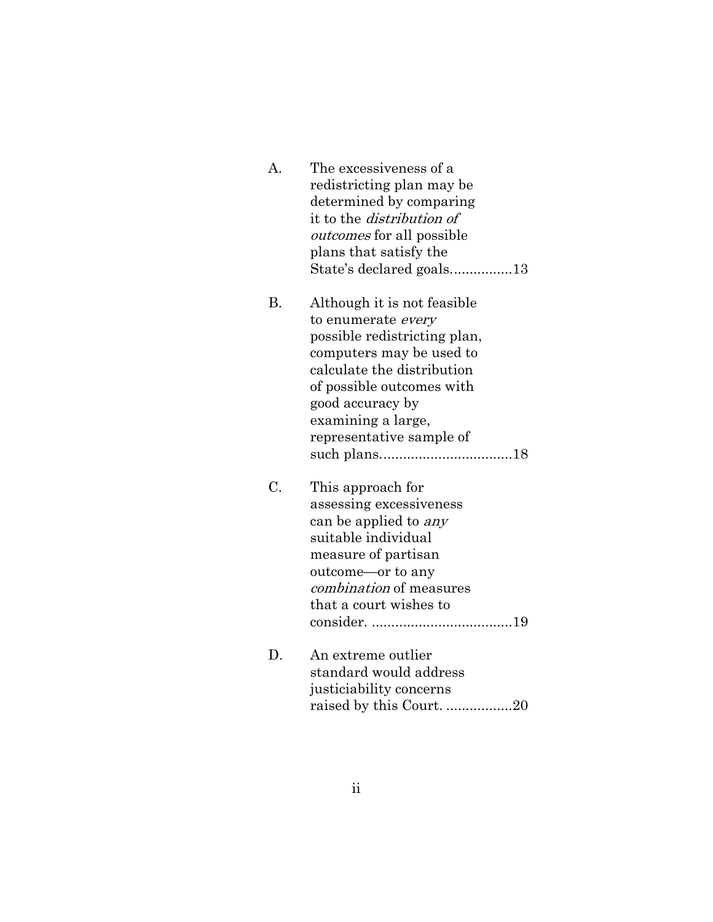A. The excessiveness of a redistricting plan may be determined by comparing it to the *distribution of outcomes* for all possible plans that satisfy the State's declared goals................13

B. Although it is not feasible to enumerate *every* possible redistricting plan, computers may be used to calculate the distribution of possible outcomes with good accuracy by examining a large, representative sample of such plans..................................18

C. This approach for assessing excessiveness can be applied to *any* suitable individual measure of partisan outcome—or to any *combination* of measures that a court wishes to consider. ....................................19

D. An extreme outlier standard would address justiciability concerns raised by this Court. .................20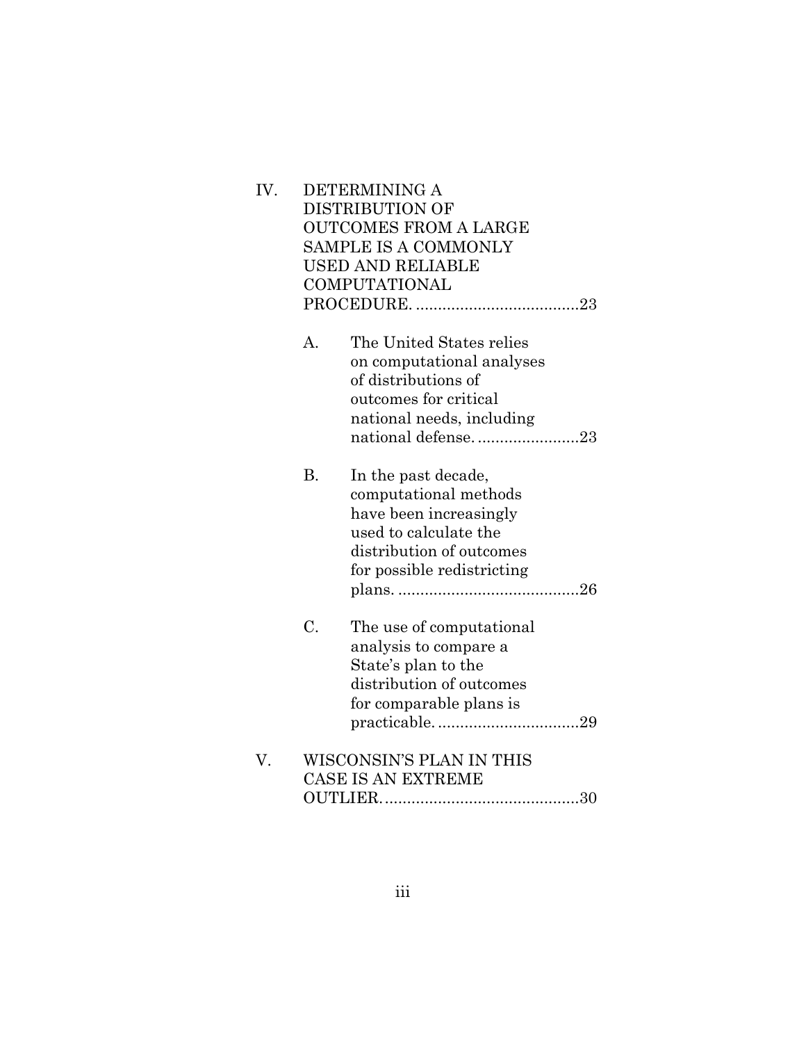IV. DETERMINING A DISTRIBUTION OF OUTCOMES FROM A LARGE SAMPLE IS A COMMONLY USED AND RELIABLE COMPUTATIONAL PROCEDURE. .....................................23

  A. The United States relies on computational analyses of distributions of outcomes for critical national needs, including national defense. .......................23

  B. In the past decade, computational methods have been increasingly used to calculate the distribution of outcomes for possible redistricting plans. .........................................26

  C. The use of computational analysis to compare a State's plan to the distribution of outcomes for comparable plans is practicable. ................................29

V. WISCONSIN'S PLAN IN THIS CASE IS AN EXTREME OUTLIER. ............................................30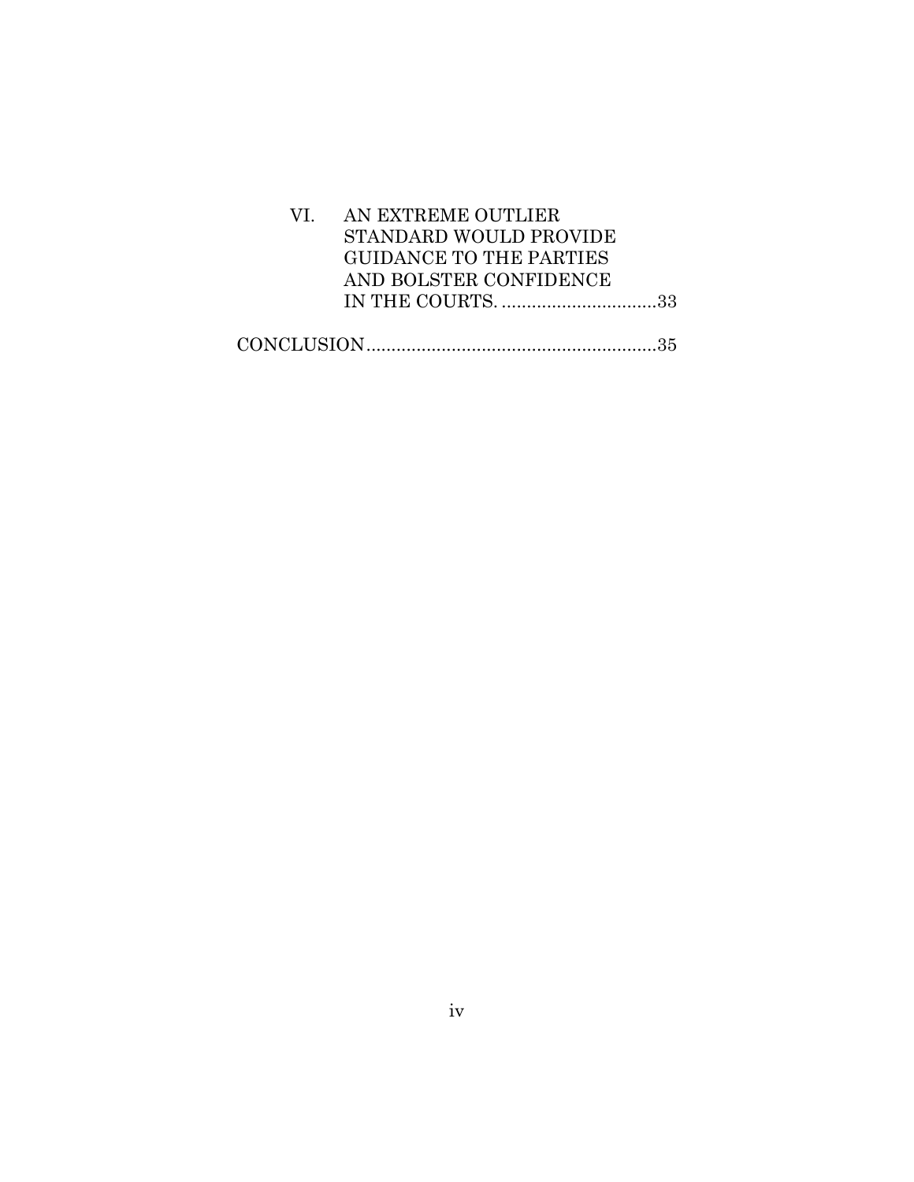VI. AN EXTREME OUTLIER STANDARD WOULD PROVIDE GUIDANCE TO THE PARTIES AND BOLSTER CONFIDENCE IN THE COURTS. ...............................33

CONCLUSION..........................................................35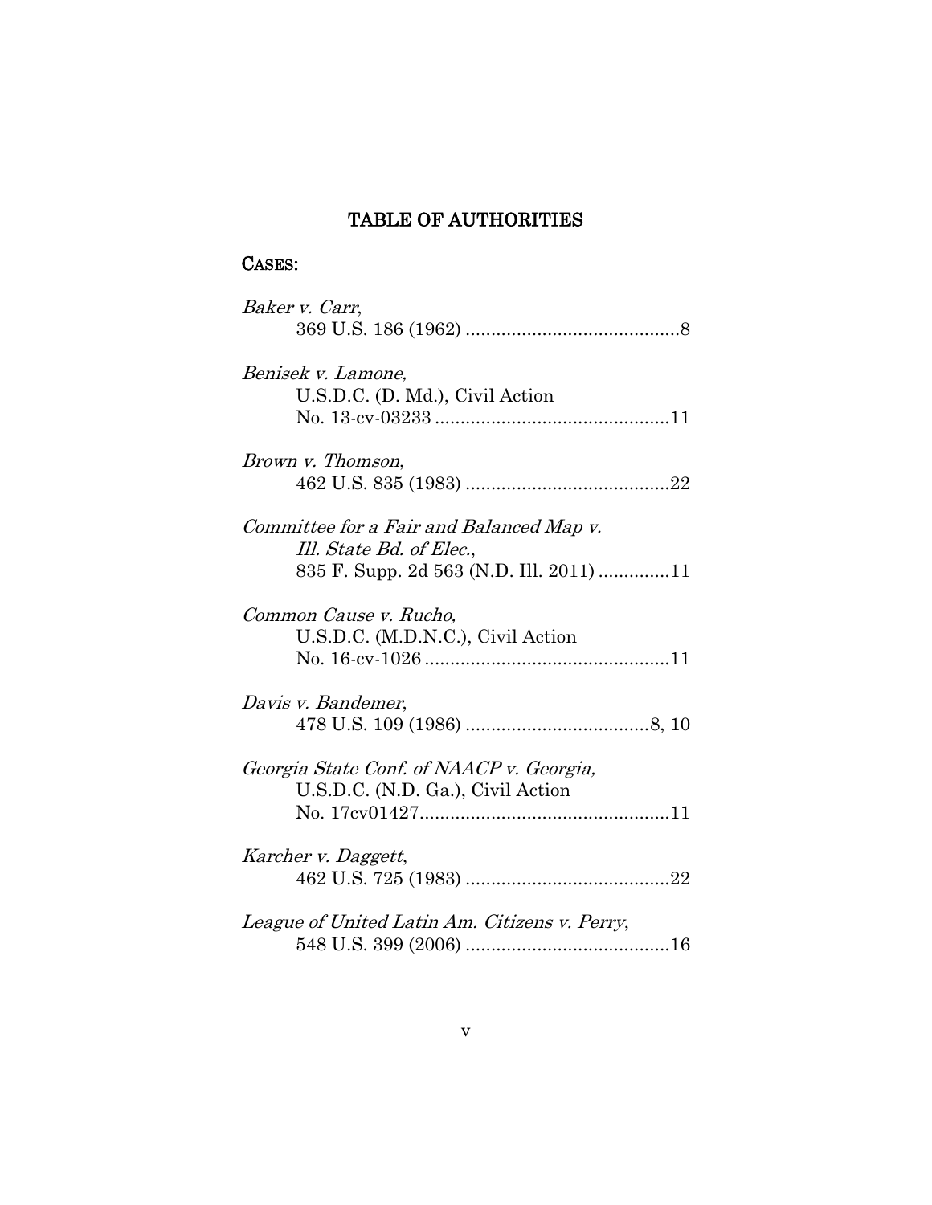## TABLE OF AUTHORITIES

### CASES:

*Baker v. Carr*,
369 U.S. 186 (1962) ..........................................8

*Benisek v. Lamone,*
U.S.D.C. (D. Md.), Civil Action
No. 13-cv-03233 ..............................................11

*Brown v. Thomson*,
462 U.S. 835 (1983) ........................................22

*Committee for a Fair and Balanced Map v. Ill. State Bd. of Elec.*,
835 F. Supp. 2d 563 (N.D. Ill. 2011) .............11

*Common Cause v. Rucho,*
U.S.D.C. (M.D.N.C.), Civil Action
No. 16-cv-1026 ................................................11

*Davis v. Bandemer*,
478 U.S. 109 (1986) ....................................8, 10

*Georgia State Conf. of NAACP v. Georgia,*
U.S.D.C. (N.D. Ga.), Civil Action
No. 17cv01427.................................................11

*Karcher v. Daggett*,
462 U.S. 725 (1983) ........................................22

*League of United Latin Am. Citizens v. Perry*,
548 U.S. 399 (2006) ........................................16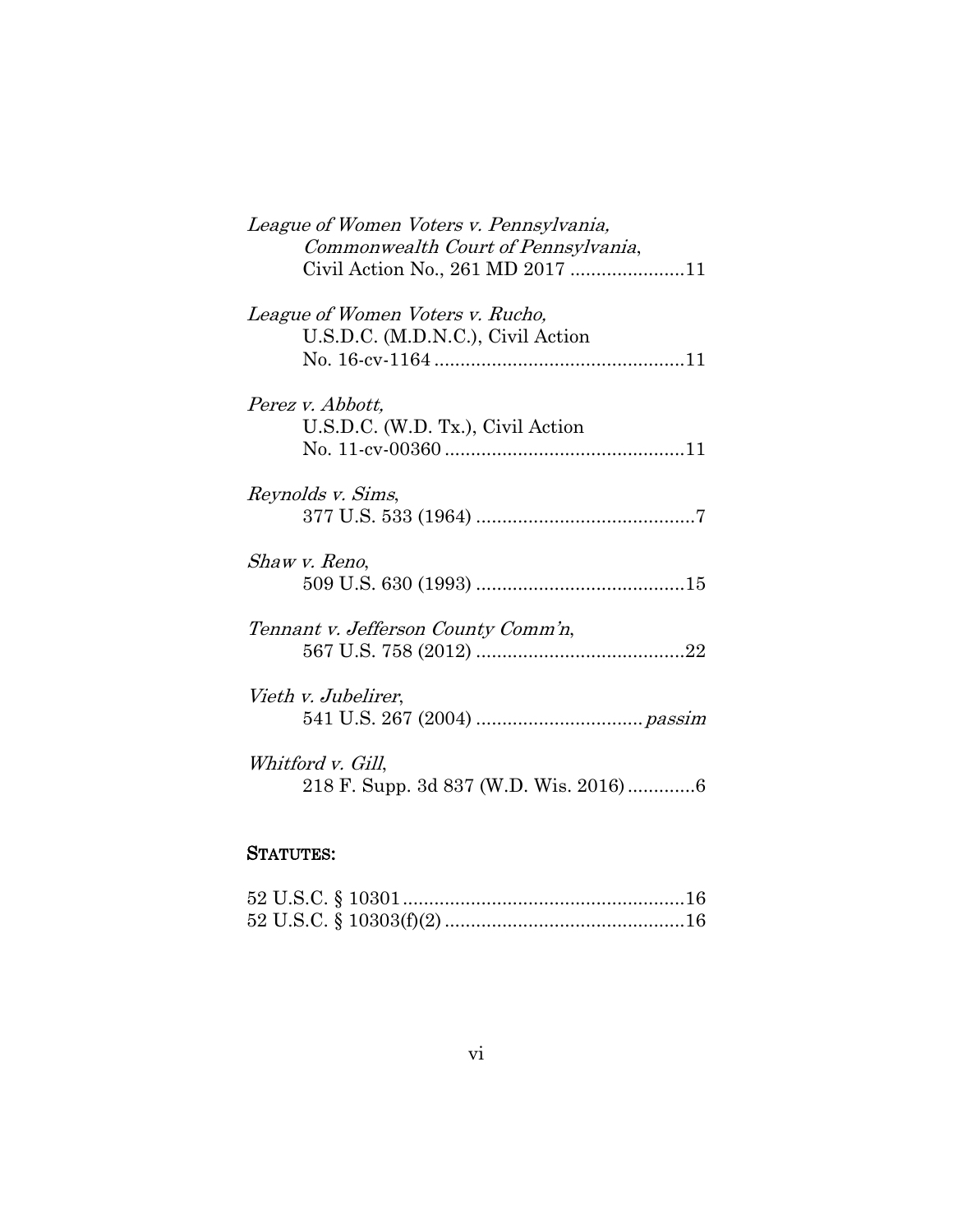*League of Women Voters v. Pennsylvania, Commonwealth Court of Pennsylvania*, Civil Action No., 261 MD 2017 ......................11

*League of Women Voters v. Rucho,* U.S.D.C. (M.D.N.C.), Civil Action No. 16-cv-1164 ................................................11

*Perez v. Abbott,* U.S.D.C. (W.D. Tx.), Civil Action No. 11-cv-00360 ..............................................11

*Reynolds v. Sims*, 377 U.S. 533 (1964) ..........................................7

*Shaw v. Reno*, 509 U.S. 630 (1993) ........................................15

*Tennant v. Jefferson County Comm'n*, 567 U.S. 758 (2012) ........................................22

*Vieth v. Jubelirer*, 541 U.S. 267 (2004) ................................*passim*

*Whitford v. Gill*, 218 F. Supp. 3d 837 (W.D. Wis. 2016).............6

**STATUTES:**

52 U.S.C. § 10301......................................................16
52 U.S.C. § 10303(f)(2) ..............................................16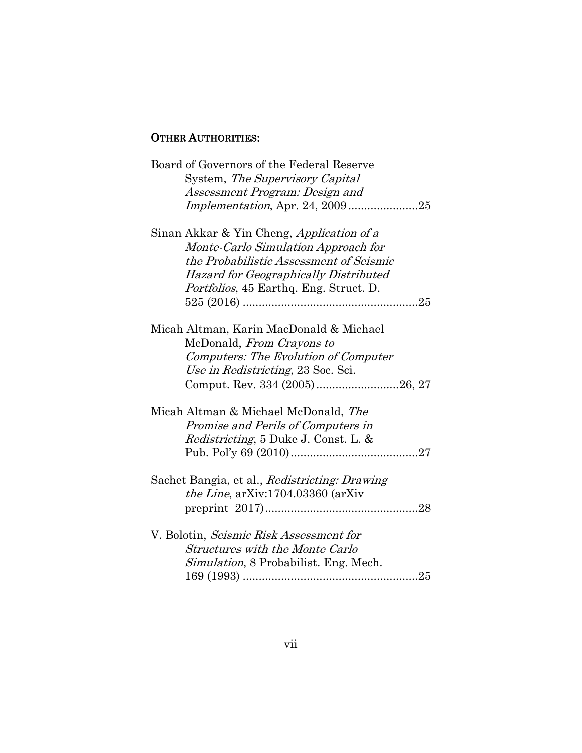## OTHER AUTHORITIES:

Board of Governors of the Federal Reserve System, *The Supervisory Capital Assessment Program: Design and Implementation*, Apr. 24, 2009......................25

Sinan Akkar & Yin Cheng, *Application of a Monte-Carlo Simulation Approach for the Probabilistic Assessment of Seismic Hazard for Geographically Distributed Portfolios*, 45 Earthq. Eng. Struct. D. 525 (2016) .......................................................25

Micah Altman, Karin MacDonald & Michael McDonald, *From Crayons to Computers: The Evolution of Computer Use in Redistricting*, 23 Soc. Sci. Comput. Rev. 334 (2005)..........................26, 27

Micah Altman & Michael McDonald, *The Promise and Perils of Computers in Redistricting*, 5 Duke J. Const. L. & Pub. Pol'y 69 (2010)........................................27

Sachet Bangia, et al., *Redistricting: Drawing the Line*, arXiv:1704.03360 (arXiv preprint 2017)................................................28

V. Bolotin, *Seismic Risk Assessment for Structures with the Monte Carlo Simulation*, 8 Probabilist. Eng. Mech. 169 (1993) .......................................................25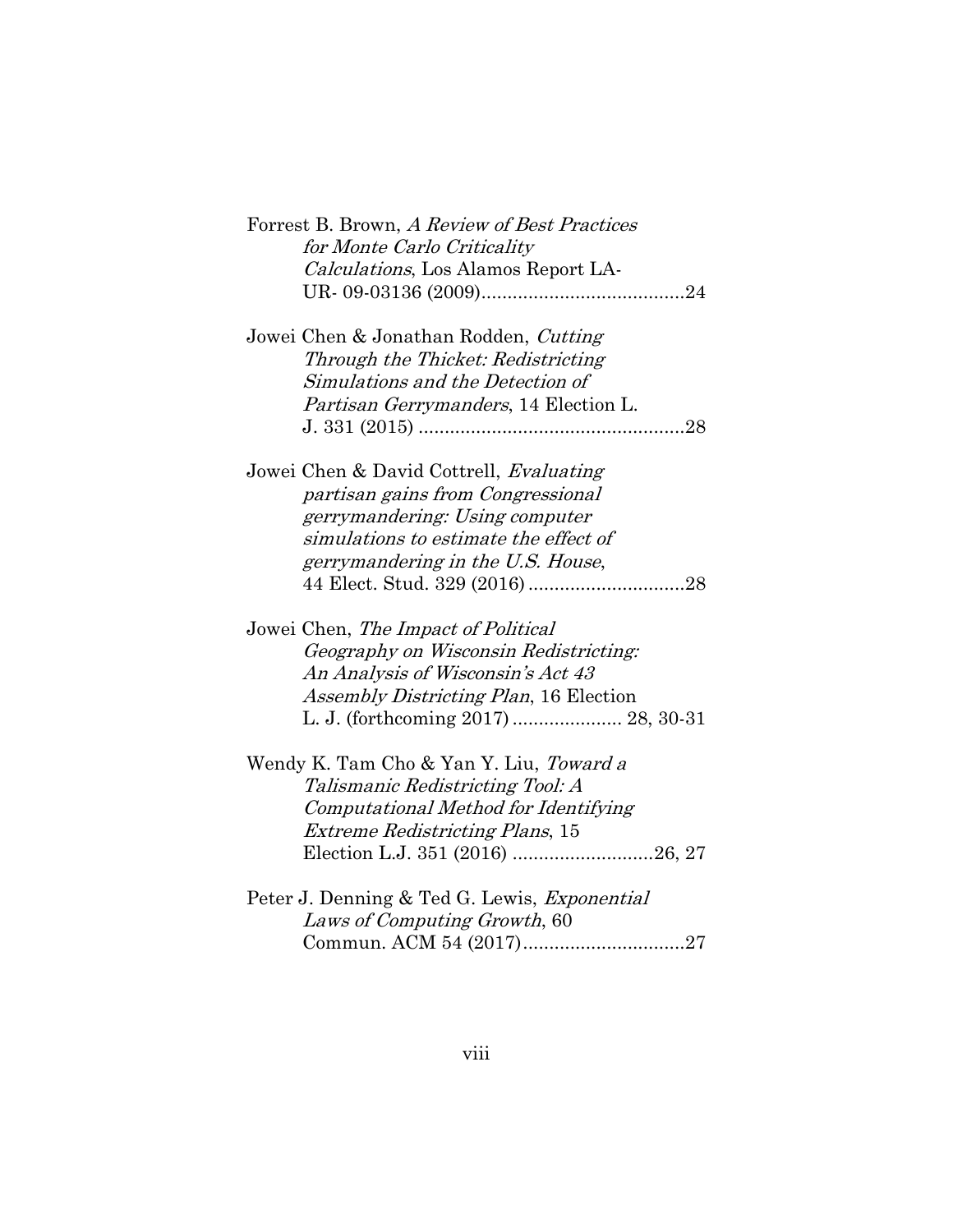Forrest B. Brown, *A Review of Best Practices for Monte Carlo Criticality Calculations*, Los Alamos Report LA-UR- 09-03136 (2009).......................................24

Jowei Chen & Jonathan Rodden, *Cutting Through the Thicket: Redistricting Simulations and the Detection of Partisan Gerrymanders*, 14 Election L. J. 331 (2015) ...................................................28

Jowei Chen & David Cottrell, *Evaluating partisan gains from Congressional gerrymandering: Using computer simulations to estimate the effect of gerrymandering in the U.S. House*, 44 Elect. Stud. 329 (2016) ..............................28

Jowei Chen, *The Impact of Political Geography on Wisconsin Redistricting: An Analysis of Wisconsin's Act 43 Assembly Districting Plan*, 16 Election L. J. (forthcoming 2017) ..................... 28, 30-31

Wendy K. Tam Cho & Yan Y. Liu, *Toward a Talismanic Redistricting Tool: A Computational Method for Identifying Extreme Redistricting Plans*, 15 Election L.J. 351 (2016) ...........................26, 27

Peter J. Denning & Ted G. Lewis, *Exponential Laws of Computing Growth*, 60 Commun. ACM 54 (2017)...............................27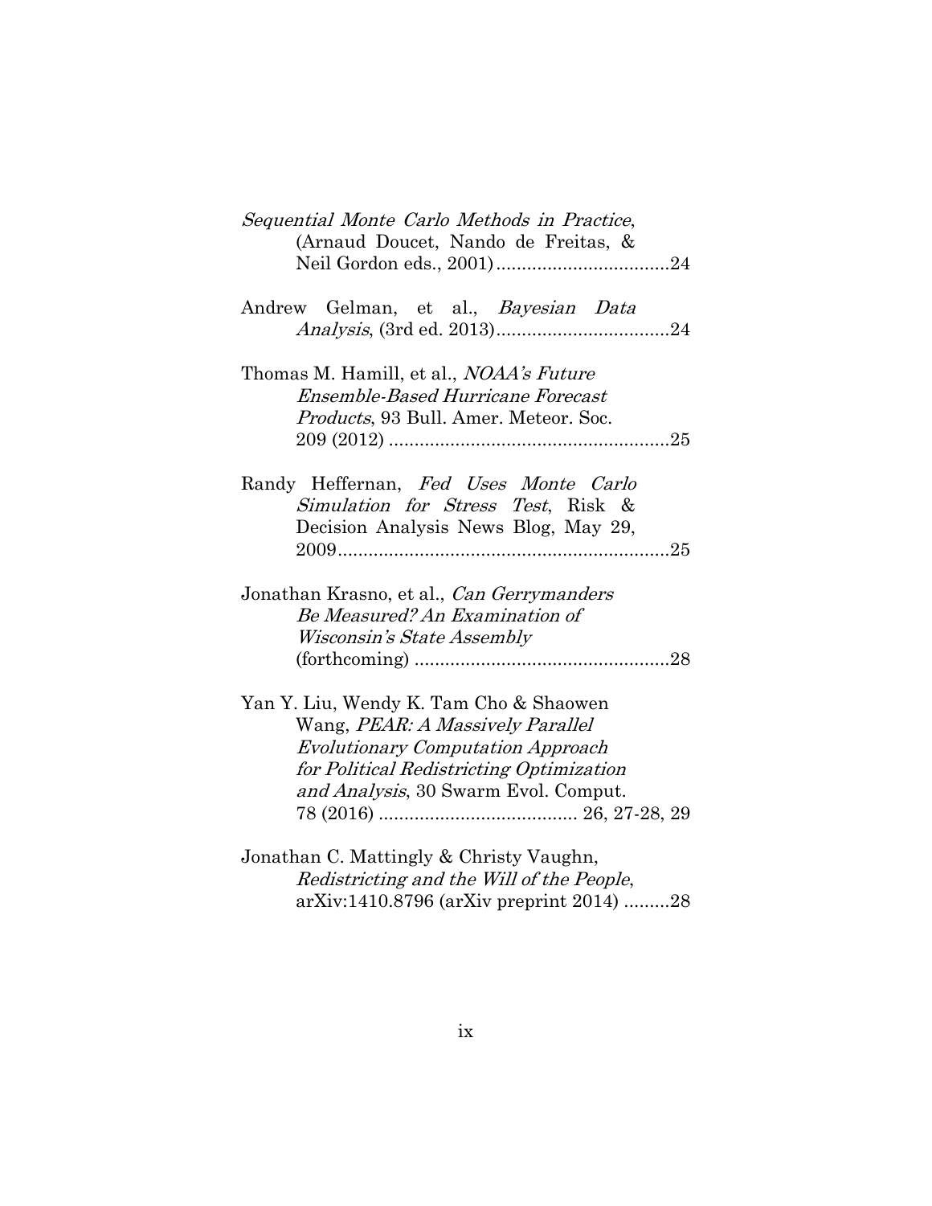*Sequential Monte Carlo Methods in Practice*, (Arnaud Doucet, Nando de Freitas, & Neil Gordon eds., 2001) .................................24

Andrew Gelman, et al., *Bayesian Data Analysis*, (3rd ed. 2013) .................................24

Thomas M. Hamill, et al., *NOAA's Future Ensemble-Based Hurricane Forecast Products*, 93 Bull. Amer. Meteor. Soc. 209 (2012) .......................................................25

Randy Heffernan, *Fed Uses Monte Carlo Simulation for Stress Test*, Risk & Decision Analysis News Blog, May 29, 2009.................................................................25

Jonathan Krasno, et al., *Can Gerrymanders Be Measured? An Examination of Wisconsin's State Assembly* (forthcoming) ..................................................28

Yan Y. Liu, Wendy K. Tam Cho & Shaowen Wang, *PEAR: A Massively Parallel Evolutionary Computation Approach for Political Redistricting Optimization and Analysis*, 30 Swarm Evol. Comput. 78 (2016) ....................................... 26, 27-28, 29

Jonathan C. Mattingly & Christy Vaughn, *Redistricting and the Will of the People*, arXiv:1410.8796 (arXiv preprint 2014) .........28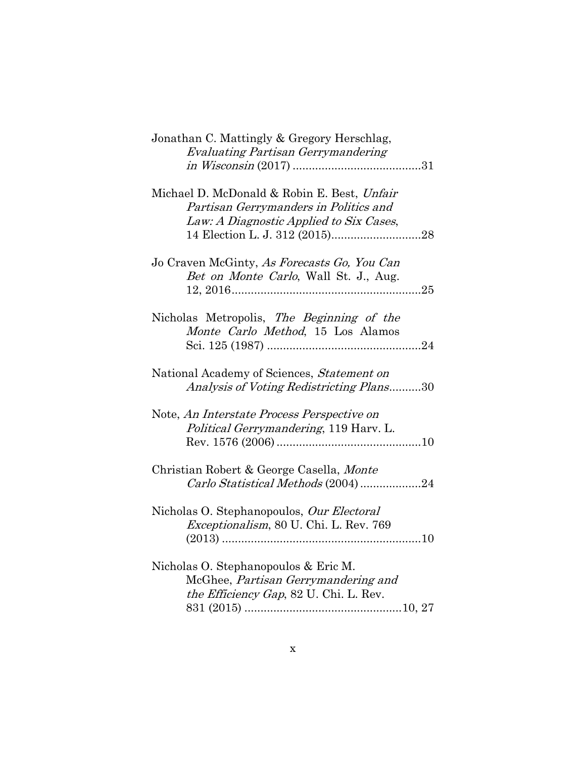Jonathan C. Mattingly & Gregory Herschlag, *Evaluating Partisan Gerrymandering in Wisconsin* (2017) ........................................31

Michael D. McDonald & Robin E. Best, *Unfair Partisan Gerrymanders in Politics and Law: A Diagnostic Applied to Six Cases*, 14 Election L. J. 312 (2015)............................28

Jo Craven McGinty, *As Forecasts Go, You Can Bet on Monte Carlo*, Wall St. J., Aug. 12, 2016...........................................................25

Nicholas Metropolis, *The Beginning of the Monte Carlo Method*, 15 Los Alamos Sci. 125 (1987) ................................................24

National Academy of Sciences, *Statement on Analysis of Voting Redistricting Plans*..........30

Note, *An Interstate Process Perspective on Political Gerrymandering*, 119 Harv. L. Rev. 1576 (2006).............................................10

Christian Robert & George Casella, *Monte Carlo Statistical Methods* (2004)...................24

Nicholas O. Stephanopoulos, *Our Electoral Exceptionalism*, 80 U. Chi. L. Rev. 769 (2013) ..............................................................10

Nicholas O. Stephanopoulos & Eric M. McGhee, *Partisan Gerrymandering and the Efficiency Gap*, 82 U. Chi. L. Rev. 831 (2015) .................................................10, 27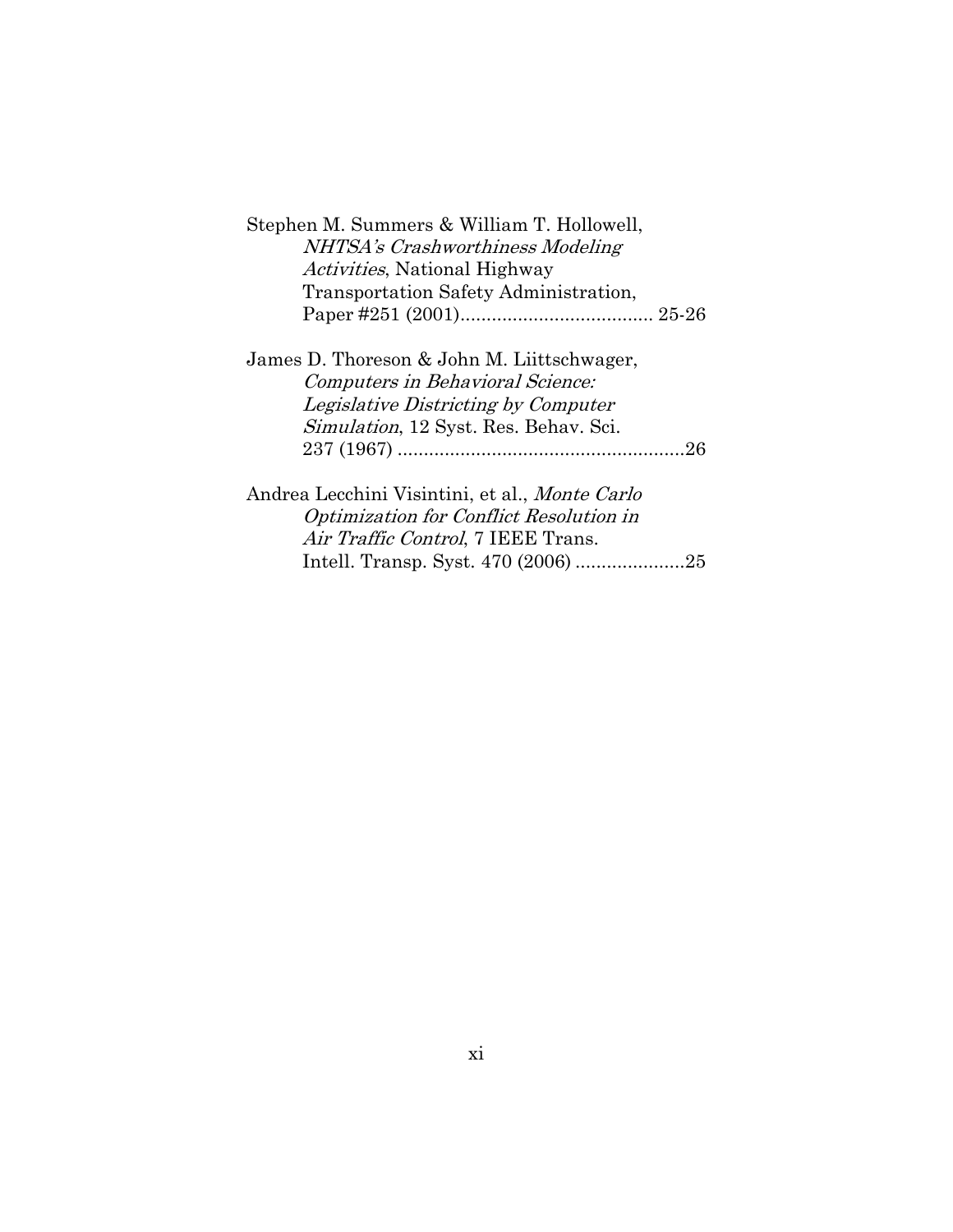Stephen M. Summers & William T. Hollowell, *NHTSA's Crashworthiness Modeling Activities*, National Highway Transportation Safety Administration, Paper #251 (2001)..................................... 25-26

James D. Thoreson & John M. Liittschwager, *Computers in Behavioral Science: Legislative Districting by Computer Simulation*, 12 Syst. Res. Behav. Sci. 237 (1967) .......................................................26

Andrea Lecchini Visintini, et al., *Monte Carlo Optimization for Conflict Resolution in Air Traffic Control*, 7 IEEE Trans. Intell. Transp. Syst. 470 (2006) .....................25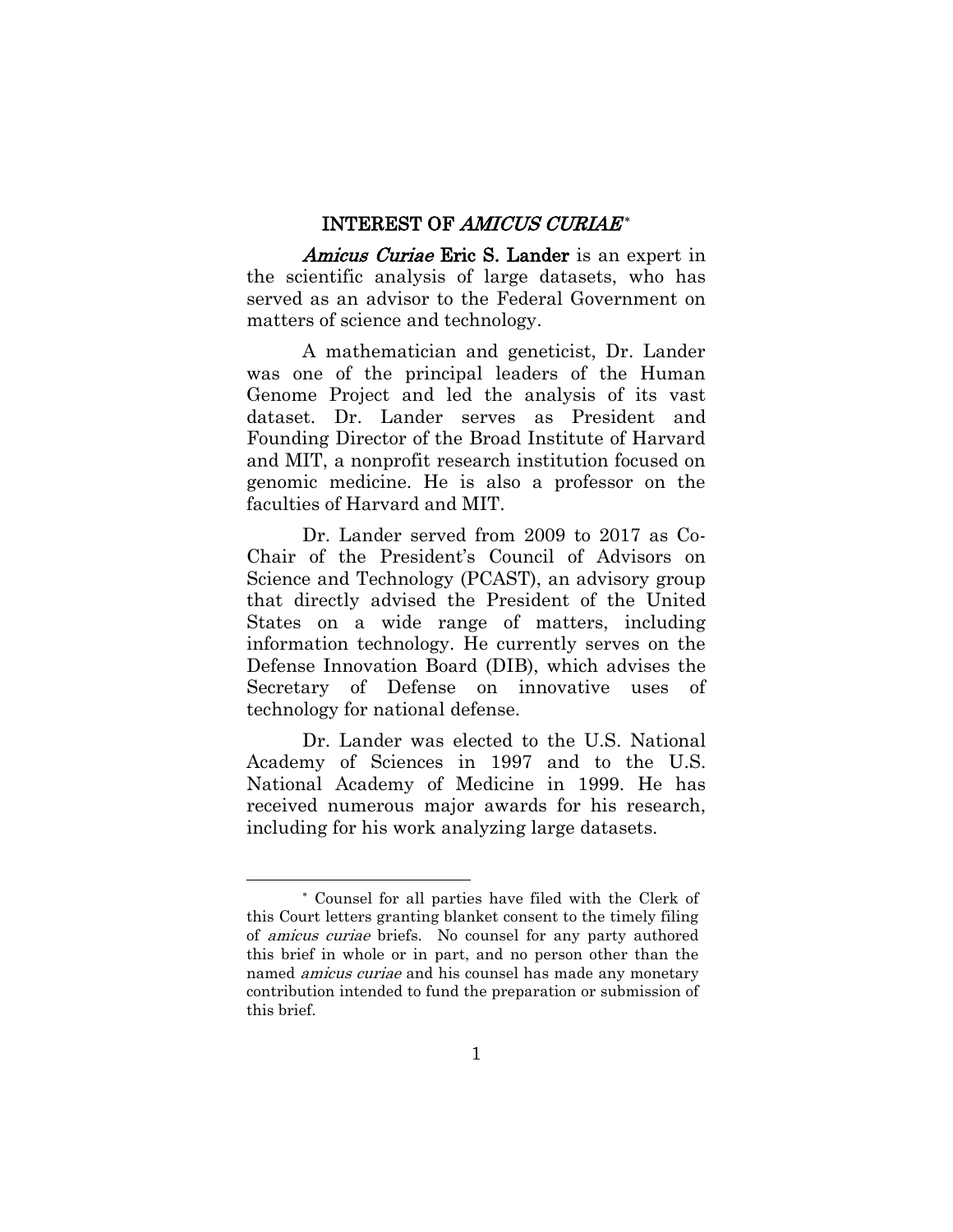## INTEREST OF *AMICUS CURIAE*[*]

***Amicus Curiae*** **Eric S. Lander** is an expert in the scientific analysis of large datasets, who has served as an advisor to the Federal Government on matters of science and technology.

A mathematician and geneticist, Dr. Lander was one of the principal leaders of the Human Genome Project and led the analysis of its vast dataset. Dr. Lander serves as President and Founding Director of the Broad Institute of Harvard and MIT, a nonprofit research institution focused on genomic medicine. He is also a professor on the faculties of Harvard and MIT.

Dr. Lander served from 2009 to 2017 as Co-Chair of the President's Council of Advisors on Science and Technology (PCAST), an advisory group that directly advised the President of the United States on a wide range of matters, including information technology. He currently serves on the Defense Innovation Board (DIB), which advises the Secretary of Defense on innovative uses of technology for national defense.

Dr. Lander was elected to the U.S. National Academy of Sciences in 1997 and to the U.S. National Academy of Medicine in 1999. He has received numerous major awards for his research, including for his work analyzing large datasets.

---

[*] Counsel for all parties have filed with the Clerk of this Court letters granting blanket consent to the timely filing of *amicus curiae* briefs. No counsel for any party authored this brief in whole or in part, and no person other than the named *amicus curiae* and his counsel has made any monetary contribution intended to fund the preparation or submission of this brief.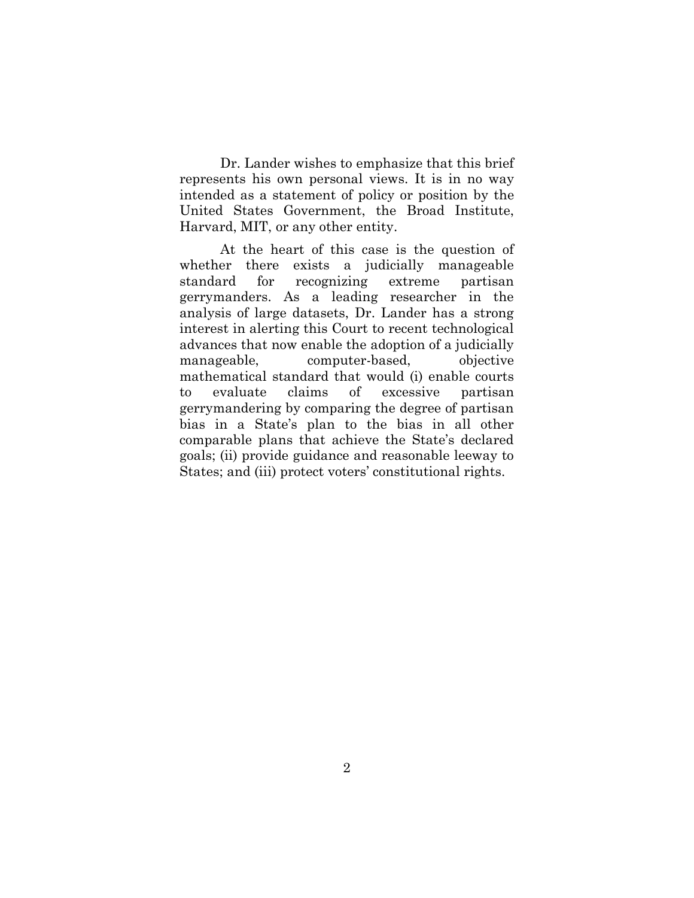Dr. Lander wishes to emphasize that this brief represents his own personal views. It is in no way intended as a statement of policy or position by the United States Government, the Broad Institute, Harvard, MIT, or any other entity.

At the heart of this case is the question of whether there exists a judicially manageable standard for recognizing extreme partisan gerrymanders. As a leading researcher in the analysis of large datasets, Dr. Lander has a strong interest in alerting this Court to recent technological advances that now enable the adoption of a judicially manageable, computer-based, objective mathematical standard that would (i) enable courts to evaluate claims of excessive partisan gerrymandering by comparing the degree of partisan bias in a State's plan to the bias in all other comparable plans that achieve the State's declared goals; (ii) provide guidance and reasonable leeway to States; and (iii) protect voters' constitutional rights.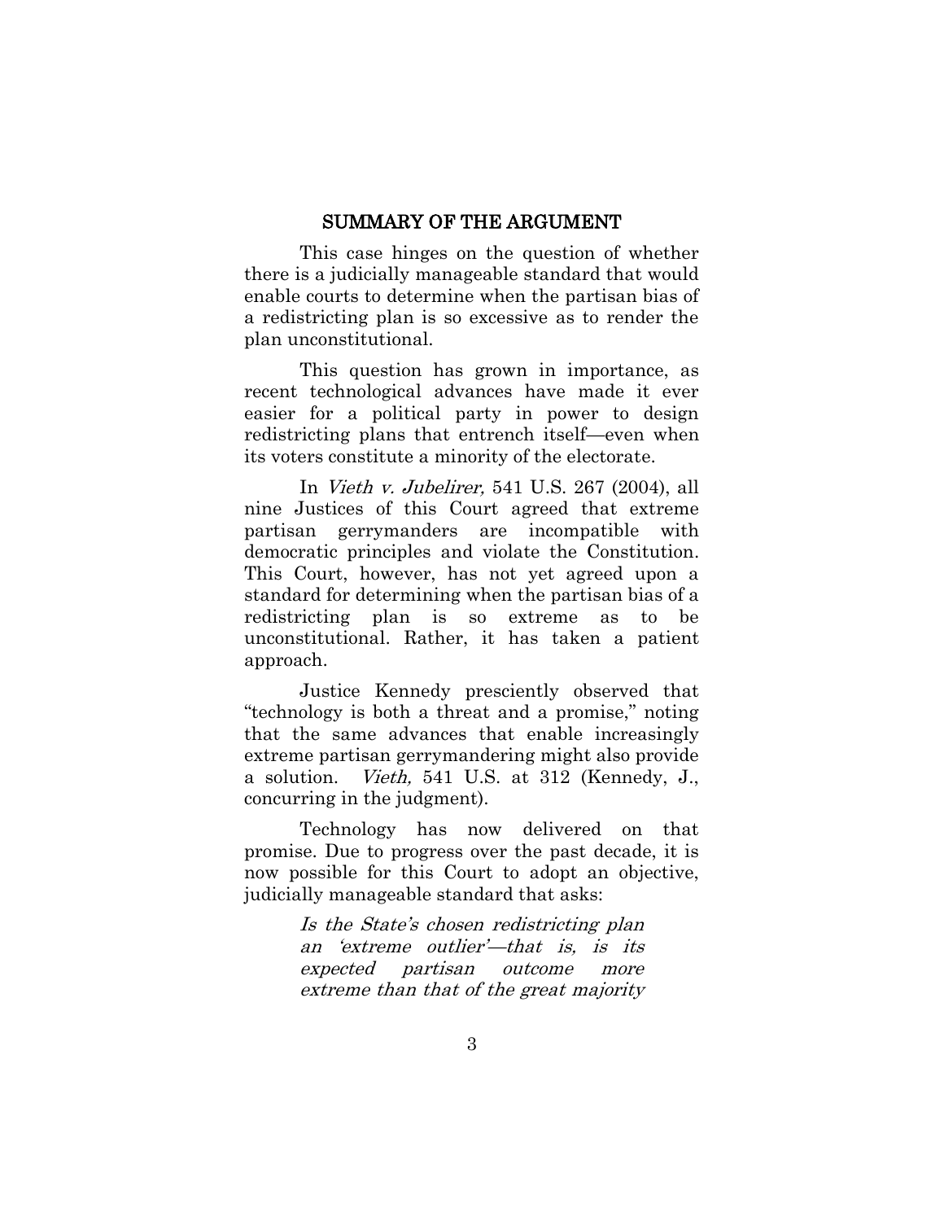## SUMMARY OF THE ARGUMENT

This case hinges on the question of whether there is a judicially manageable standard that would enable courts to determine when the partisan bias of a redistricting plan is so excessive as to render the plan unconstitutional.

This question has grown in importance, as recent technological advances have made it ever easier for a political party in power to design redistricting plans that entrench itself—even when its voters constitute a minority of the electorate.

In *Vieth v. Jubelirer,* 541 U.S. 267 (2004), all nine Justices of this Court agreed that extreme partisan gerrymanders are incompatible with democratic principles and violate the Constitution. This Court, however, has not yet agreed upon a standard for determining when the partisan bias of a redistricting plan is so extreme as to be unconstitutional. Rather, it has taken a patient approach.

Justice Kennedy presciently observed that "technology is both a threat and a promise," noting that the same advances that enable increasingly extreme partisan gerrymandering might also provide a solution. *Vieth,* 541 U.S. at 312 (Kennedy, J., concurring in the judgment).

Technology has now delivered on that promise. Due to progress over the past decade, it is now possible for this Court to adopt an objective, judicially manageable standard that asks:

> *Is the State's chosen redistricting plan an 'extreme outlier'—that is, is its expected partisan outcome more extreme than that of the great majority*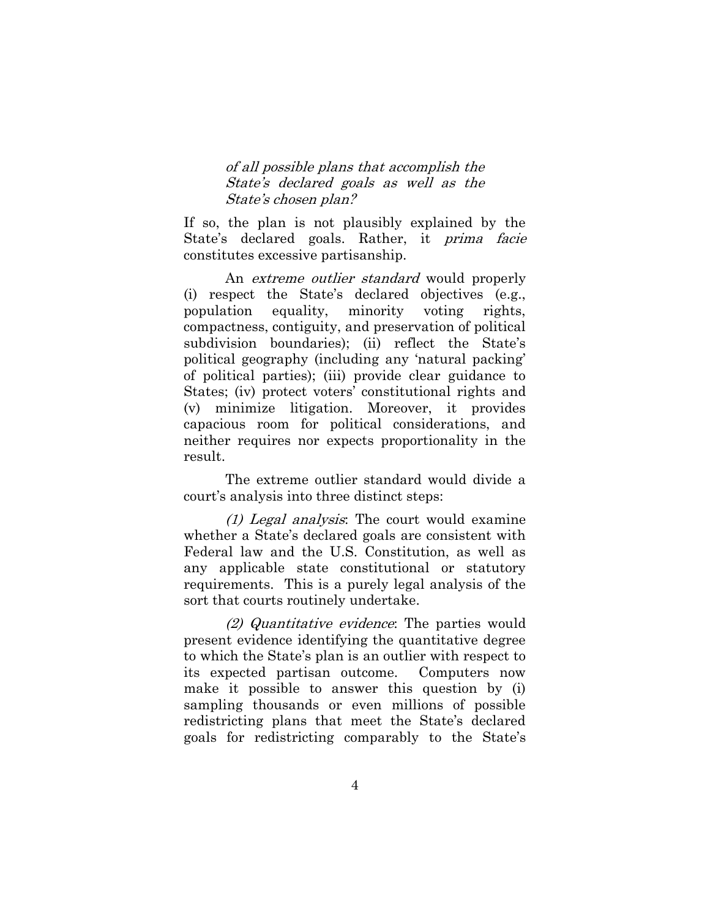> *of all possible plans that accomplish the State's declared goals as well as the State's chosen plan?*

If so, the plan is not plausibly explained by the State's declared goals. Rather, it *prima facie* constitutes excessive partisanship.

An *extreme outlier standard* would properly (i) respect the State's declared objectives (e.g., population equality, minority voting rights, compactness, contiguity, and preservation of political subdivision boundaries); (ii) reflect the State's political geography (including any 'natural packing' of political parties); (iii) provide clear guidance to States; (iv) protect voters' constitutional rights and (v) minimize litigation. Moreover, it provides capacious room for political considerations, and neither requires nor expects proportionality in the result.

The extreme outlier standard would divide a court's analysis into three distinct steps:

*(1) Legal analysis*: The court would examine whether a State's declared goals are consistent with Federal law and the U.S. Constitution, as well as any applicable state constitutional or statutory requirements. This is a purely legal analysis of the sort that courts routinely undertake.

*(2) Quantitative evidence*: The parties would present evidence identifying the quantitative degree to which the State's plan is an outlier with respect to its expected partisan outcome. Computers now make it possible to answer this question by (i) sampling thousands or even millions of possible redistricting plans that meet the State's declared goals for redistricting comparably to the State's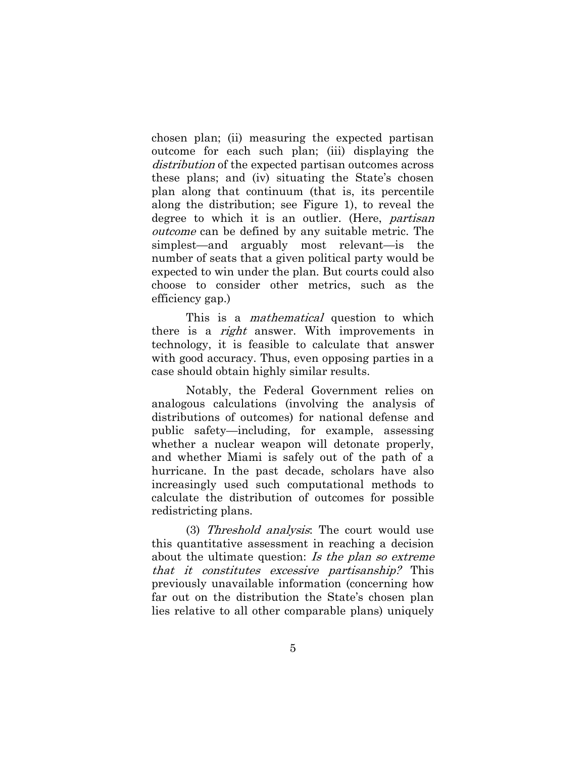chosen plan; (ii) measuring the expected partisan outcome for each such plan; (iii) displaying the *distribution* of the expected partisan outcomes across these plans; and (iv) situating the State's chosen plan along that continuum (that is, its percentile along the distribution; see Figure 1), to reveal the degree to which it is an outlier. (Here, *partisan outcome* can be defined by any suitable metric. The simplest—and arguably most relevant—is the number of seats that a given political party would be expected to win under the plan. But courts could also choose to consider other metrics, such as the efficiency gap.)

This is a *mathematical* question to which there is a *right* answer. With improvements in technology, it is feasible to calculate that answer with good accuracy. Thus, even opposing parties in a case should obtain highly similar results.

Notably, the Federal Government relies on analogous calculations (involving the analysis of distributions of outcomes) for national defense and public safety—including, for example, assessing whether a nuclear weapon will detonate properly, and whether Miami is safely out of the path of a hurricane. In the past decade, scholars have also increasingly used such computational methods to calculate the distribution of outcomes for possible redistricting plans.

(3) *Threshold analysis*: The court would use this quantitative assessment in reaching a decision about the ultimate question: *Is the plan so extreme that it constitutes excessive partisanship?* This previously unavailable information (concerning how far out on the distribution the State's chosen plan lies relative to all other comparable plans) uniquely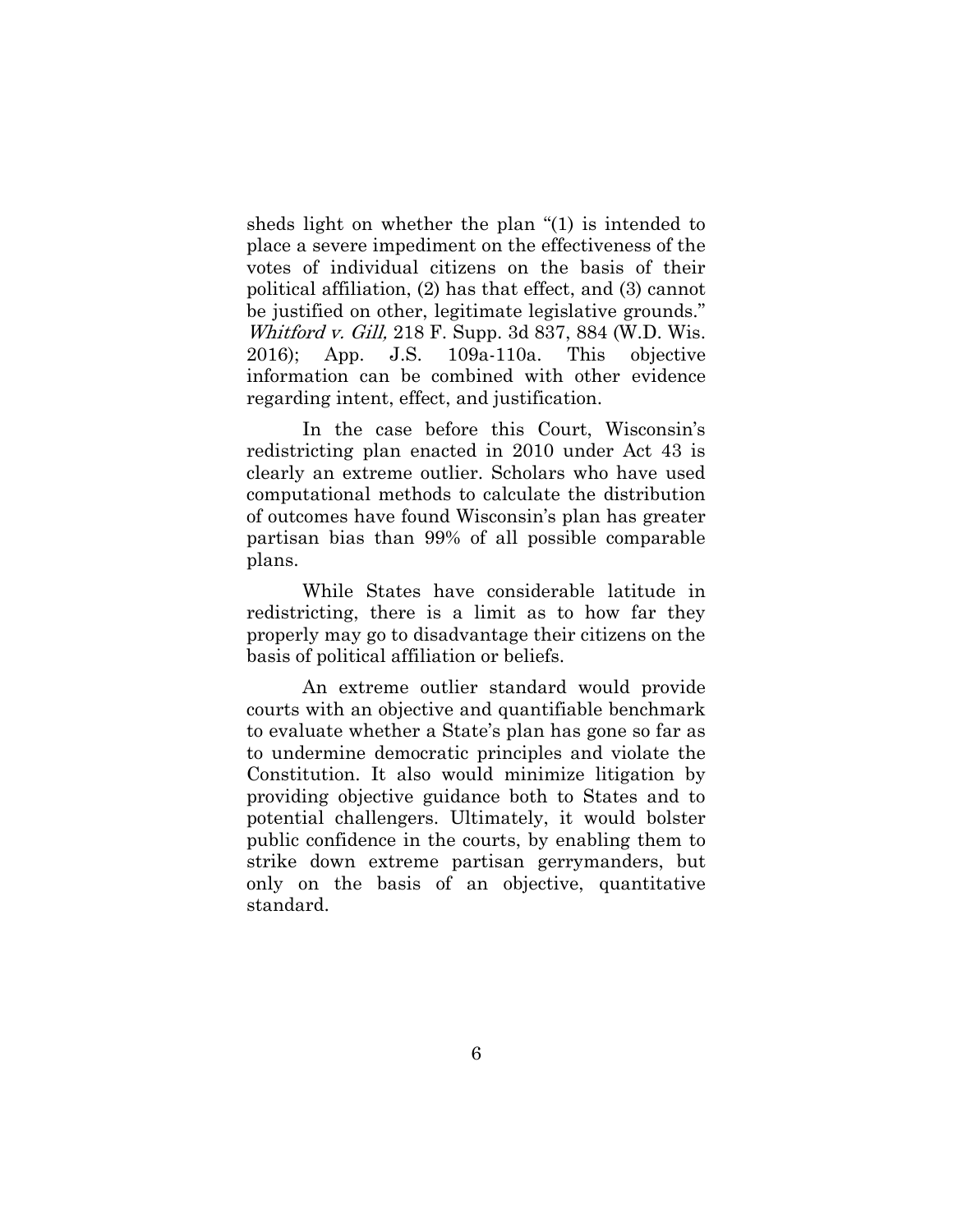sheds light on whether the plan "(1) is intended to place a severe impediment on the effectiveness of the votes of individual citizens on the basis of their political affiliation, (2) has that effect, and (3) cannot be justified on other, legitimate legislative grounds." *Whitford v. Gill,* 218 F. Supp. 3d 837, 884 (W.D. Wis. 2016); App. J.S. 109a-110a. This objective information can be combined with other evidence regarding intent, effect, and justification.

In the case before this Court, Wisconsin's redistricting plan enacted in 2010 under Act 43 is clearly an extreme outlier. Scholars who have used computational methods to calculate the distribution of outcomes have found Wisconsin's plan has greater partisan bias than 99% of all possible comparable plans.

While States have considerable latitude in redistricting, there is a limit as to how far they properly may go to disadvantage their citizens on the basis of political affiliation or beliefs.

An extreme outlier standard would provide courts with an objective and quantifiable benchmark to evaluate whether a State's plan has gone so far as to undermine democratic principles and violate the Constitution. It also would minimize litigation by providing objective guidance both to States and to potential challengers. Ultimately, it would bolster public confidence in the courts, by enabling them to strike down extreme partisan gerrymanders, but only on the basis of an objective, quantitative standard.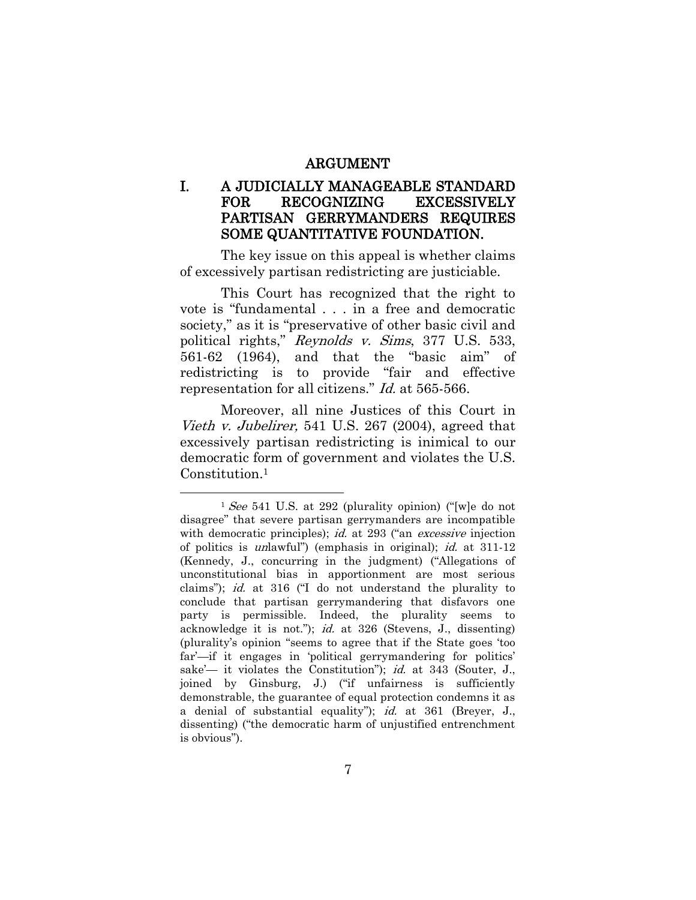## ARGUMENT

### I. A JUDICIALLY MANAGEABLE STANDARD FOR RECOGNIZING EXCESSIVELY PARTISAN GERRYMANDERS REQUIRES SOME QUANTITATIVE FOUNDATION.

The key issue on this appeal is whether claims of excessively partisan redistricting are justiciable.

This Court has recognized that the right to vote is "fundamental . . . in a free and democratic society," as it is "preservative of other basic civil and political rights," *Reynolds v. Sims*, 377 U.S. 533, 561-62 (1964), and that the "basic aim" of redistricting is to provide "fair and effective representation for all citizens." *Id.* at 565-566.

Moreover, all nine Justices of this Court in *Vieth v. Jubelirer,* 541 U.S. 267 (2004), agreed that excessively partisan redistricting is inimical to our democratic form of government and violates the U.S. Constitution.[1]

---

[1] *See* 541 U.S. at 292 (plurality opinion) ("[w]e do not disagree" that severe partisan gerrymanders are incompatible with democratic principles); *id.* at 293 ("an *excessive* injection of politics is *un*lawful") (emphasis in original); *id.* at 311-12 (Kennedy, J., concurring in the judgment) ("Allegations of unconstitutional bias in apportionment are most serious claims"); *id.* at 316 ("I do not understand the plurality to conclude that partisan gerrymandering that disfavors one party is permissible. Indeed, the plurality seems to acknowledge it is not."); *id.* at 326 (Stevens, J., dissenting) (plurality's opinion "seems to agree that if the State goes 'too far'—if it engages in 'political gerrymandering for politics' sake'— it violates the Constitution"); *id.* at 343 (Souter, J., joined by Ginsburg, J.) ("if unfairness is sufficiently demonstrable, the guarantee of equal protection condemns it as a denial of substantial equality"); *id.* at 361 (Breyer, J., dissenting) ("the democratic harm of unjustified entrenchment is obvious").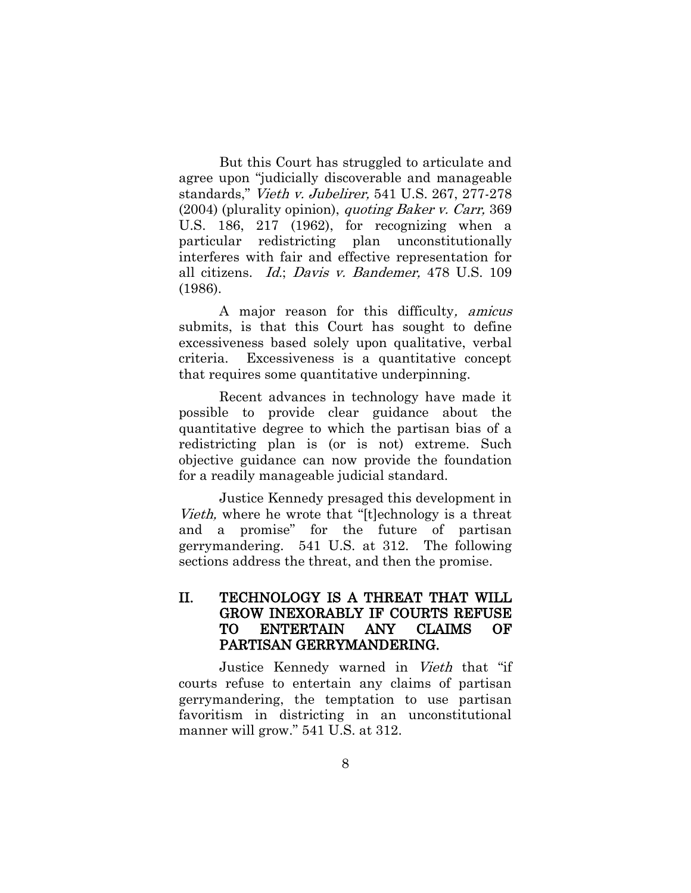But this Court has struggled to articulate and agree upon "judicially discoverable and manageable standards," *Vieth v. Jubelirer,* 541 U.S. 267, 277-278 (2004) (plurality opinion), *quoting Baker v. Carr,* 369 U.S. 186, 217 (1962), for recognizing when a particular redistricting plan unconstitutionally interferes with fair and effective representation for all citizens. *Id.*; *Davis v. Bandemer,* 478 U.S. 109 (1986).

A major reason for this difficulty*, amicus* submits, is that this Court has sought to define excessiveness based solely upon qualitative, verbal criteria. Excessiveness is a quantitative concept that requires some quantitative underpinning.

Recent advances in technology have made it possible to provide clear guidance about the quantitative degree to which the partisan bias of a redistricting plan is (or is not) extreme. Such objective guidance can now provide the foundation for a readily manageable judicial standard.

Justice Kennedy presaged this development in *Vieth,* where he wrote that "[t]echnology is a threat and a promise" for the future of partisan gerrymandering. 541 U.S. at 312. The following sections address the threat, and then the promise.

## II. TECHNOLOGY IS A THREAT THAT WILL GROW INEXORABLY IF COURTS REFUSE TO ENTERTAIN ANY CLAIMS OF PARTISAN GERRYMANDERING.

Justice Kennedy warned in *Vieth* that "if courts refuse to entertain any claims of partisan gerrymandering, the temptation to use partisan favoritism in districting in an unconstitutional manner will grow." 541 U.S. at 312.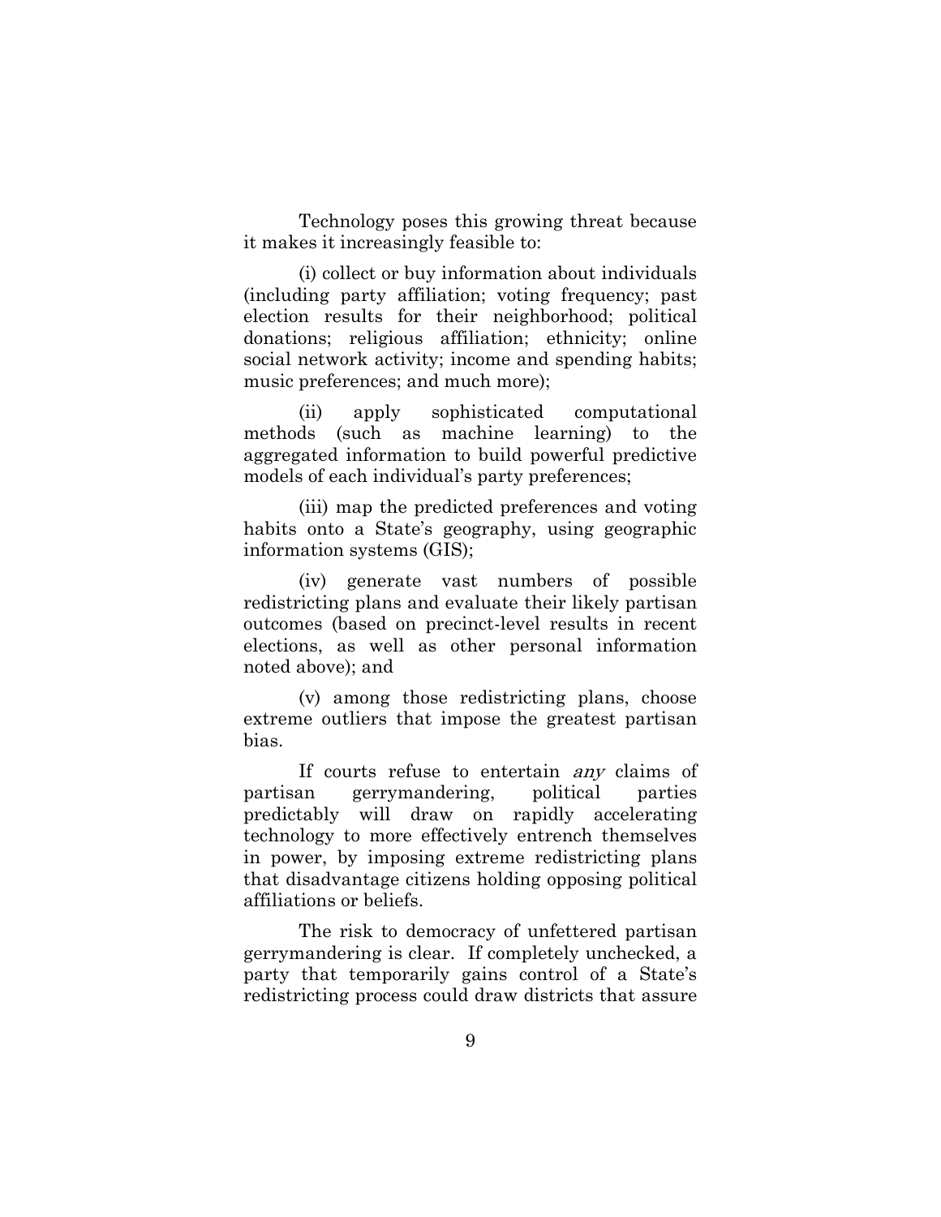Technology poses this growing threat because it makes it increasingly feasible to:

(i) collect or buy information about individuals (including party affiliation; voting frequency; past election results for their neighborhood; political donations; religious affiliation; ethnicity; online social network activity; income and spending habits; music preferences; and much more);

(ii) apply sophisticated computational methods (such as machine learning) to the aggregated information to build powerful predictive models of each individual's party preferences;

(iii) map the predicted preferences and voting habits onto a State's geography, using geographic information systems (GIS);

(iv) generate vast numbers of possible redistricting plans and evaluate their likely partisan outcomes (based on precinct-level results in recent elections, as well as other personal information noted above); and

(v) among those redistricting plans, choose extreme outliers that impose the greatest partisan bias.

If courts refuse to entertain *any* claims of partisan gerrymandering, political parties predictably will draw on rapidly accelerating technology to more effectively entrench themselves in power, by imposing extreme redistricting plans that disadvantage citizens holding opposing political affiliations or beliefs.

The risk to democracy of unfettered partisan gerrymandering is clear. If completely unchecked, a party that temporarily gains control of a State's redistricting process could draw districts that assure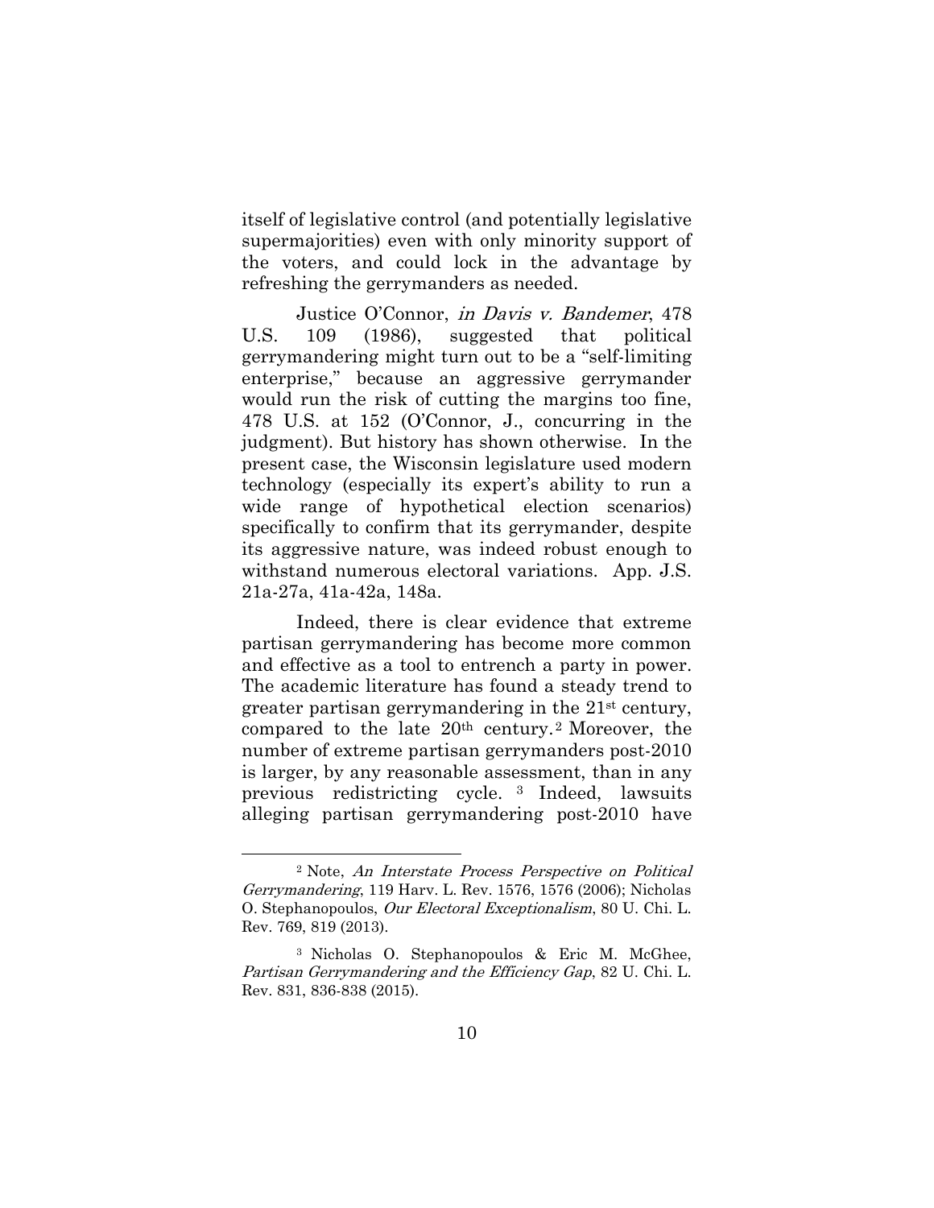itself of legislative control (and potentially legislative supermajorities) even with only minority support of the voters, and could lock in the advantage by refreshing the gerrymanders as needed.

Justice O'Connor, *in Davis v. Bandemer*, 478 U.S. 109 (1986), suggested that political gerrymandering might turn out to be a "self-limiting enterprise," because an aggressive gerrymander would run the risk of cutting the margins too fine, 478 U.S. at 152 (O'Connor, J., concurring in the judgment). But history has shown otherwise. In the present case, the Wisconsin legislature used modern technology (especially its expert's ability to run a wide range of hypothetical election scenarios) specifically to confirm that its gerrymander, despite its aggressive nature, was indeed robust enough to withstand numerous electoral variations. App. J.S. 21a-27a, 41a-42a, 148a.

Indeed, there is clear evidence that extreme partisan gerrymandering has become more common and effective as a tool to entrench a party in power. The academic literature has found a steady trend to greater partisan gerrymandering in the 21st century, compared to the late 20th century.[2] Moreover, the number of extreme partisan gerrymanders post-2010 is larger, by any reasonable assessment, than in any previous redistricting cycle.[3] Indeed, lawsuits alleging partisan gerrymandering post-2010 have

---

[2] Note, *An Interstate Process Perspective on Political Gerrymandering*, 119 Harv. L. Rev. 1576, 1576 (2006); Nicholas O. Stephanopoulos, *Our Electoral Exceptionalism*, 80 U. Chi. L. Rev. 769, 819 (2013).

[3] Nicholas O. Stephanopoulos & Eric M. McGhee, *Partisan Gerrymandering and the Efficiency Gap*, 82 U. Chi. L. Rev. 831, 836-838 (2015).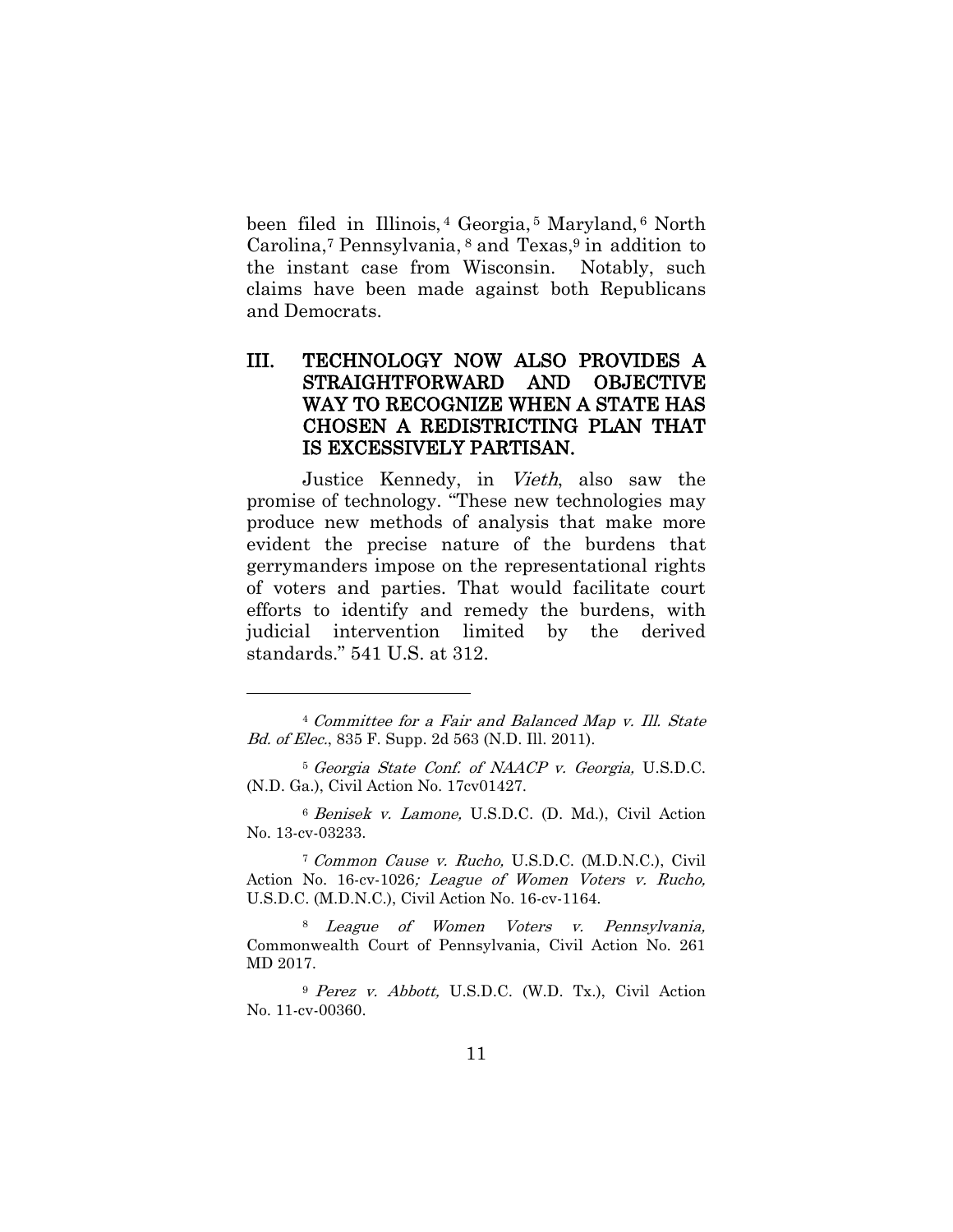been filed in Illinois,[4] Georgia,[5] Maryland,[6] North Carolina,[7] Pennsylvania,[8] and Texas,[9] in addition to the instant case from Wisconsin. Notably, such claims have been made against both Republicans and Democrats.

## III. TECHNOLOGY NOW ALSO PROVIDES A STRAIGHTFORWARD AND OBJECTIVE WAY TO RECOGNIZE WHEN A STATE HAS CHOSEN A REDISTRICTING PLAN THAT IS EXCESSIVELY PARTISAN.

Justice Kennedy, in *Vieth*, also saw the promise of technology. "These new technologies may produce new methods of analysis that make more evident the precise nature of the burdens that gerrymanders impose on the representational rights of voters and parties. That would facilitate court efforts to identify and remedy the burdens, with judicial intervention limited by the derived standards." 541 U.S. at 312.

---

[4] *Committee for a Fair and Balanced Map v. Ill. State Bd. of Elec.*, 835 F. Supp. 2d 563 (N.D. Ill. 2011).

[5] *Georgia State Conf. of NAACP v. Georgia,* U.S.D.C. (N.D. Ga.), Civil Action No. 17cv01427.

[6] *Benisek v. Lamone,* U.S.D.C. (D. Md.), Civil Action No. 13-cv-03233.

[7] *Common Cause v. Rucho,* U.S.D.C. (M.D.N.C.), Civil Action No. 16-cv-1026*; League of Women Voters v. Rucho,* U.S.D.C. (M.D.N.C.), Civil Action No. 16-cv-1164.

[8] *League of Women Voters v. Pennsylvania,* Commonwealth Court of Pennsylvania, Civil Action No. 261 MD 2017.

[9] *Perez v. Abbott,* U.S.D.C. (W.D. Tx.), Civil Action No. 11-cv-00360.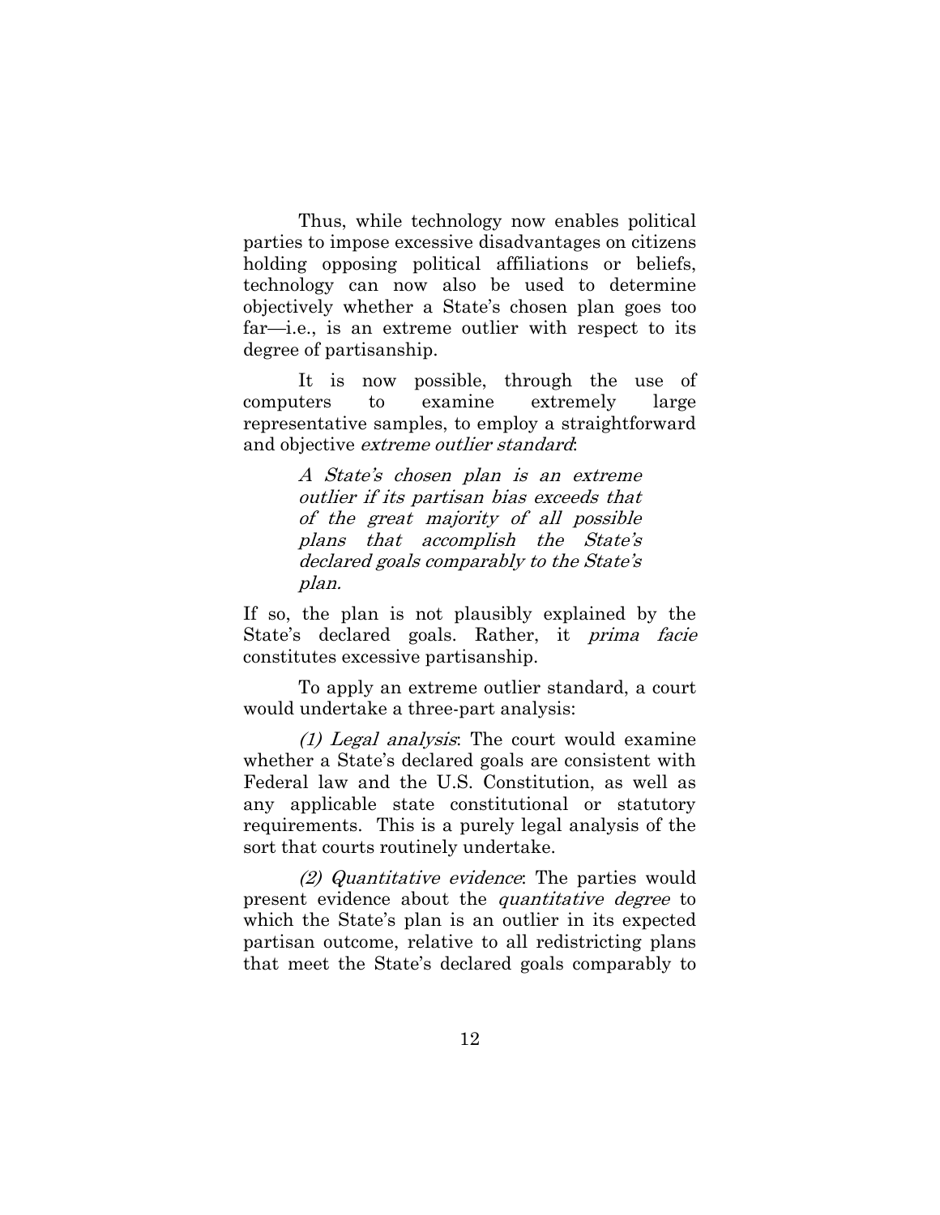Thus, while technology now enables political parties to impose excessive disadvantages on citizens holding opposing political affiliations or beliefs, technology can now also be used to determine objectively whether a State's chosen plan goes too far—i.e., is an extreme outlier with respect to its degree of partisanship.

It is now possible, through the use of computers to examine extremely large representative samples, to employ a straightforward and objective *extreme outlier standard*:

> *A State's chosen plan is an extreme outlier if its partisan bias exceeds that of the great majority of all possible plans that accomplish the State's declared goals comparably to the State's plan.*

If so, the plan is not plausibly explained by the State's declared goals. Rather, it *prima facie* constitutes excessive partisanship.

To apply an extreme outlier standard, a court would undertake a three-part analysis:

*(1) Legal analysis*: The court would examine whether a State's declared goals are consistent with Federal law and the U.S. Constitution, as well as any applicable state constitutional or statutory requirements. This is a purely legal analysis of the sort that courts routinely undertake.

*(2) Quantitative evidence*: The parties would present evidence about the *quantitative degree* to which the State's plan is an outlier in its expected partisan outcome, relative to all redistricting plans that meet the State's declared goals comparably to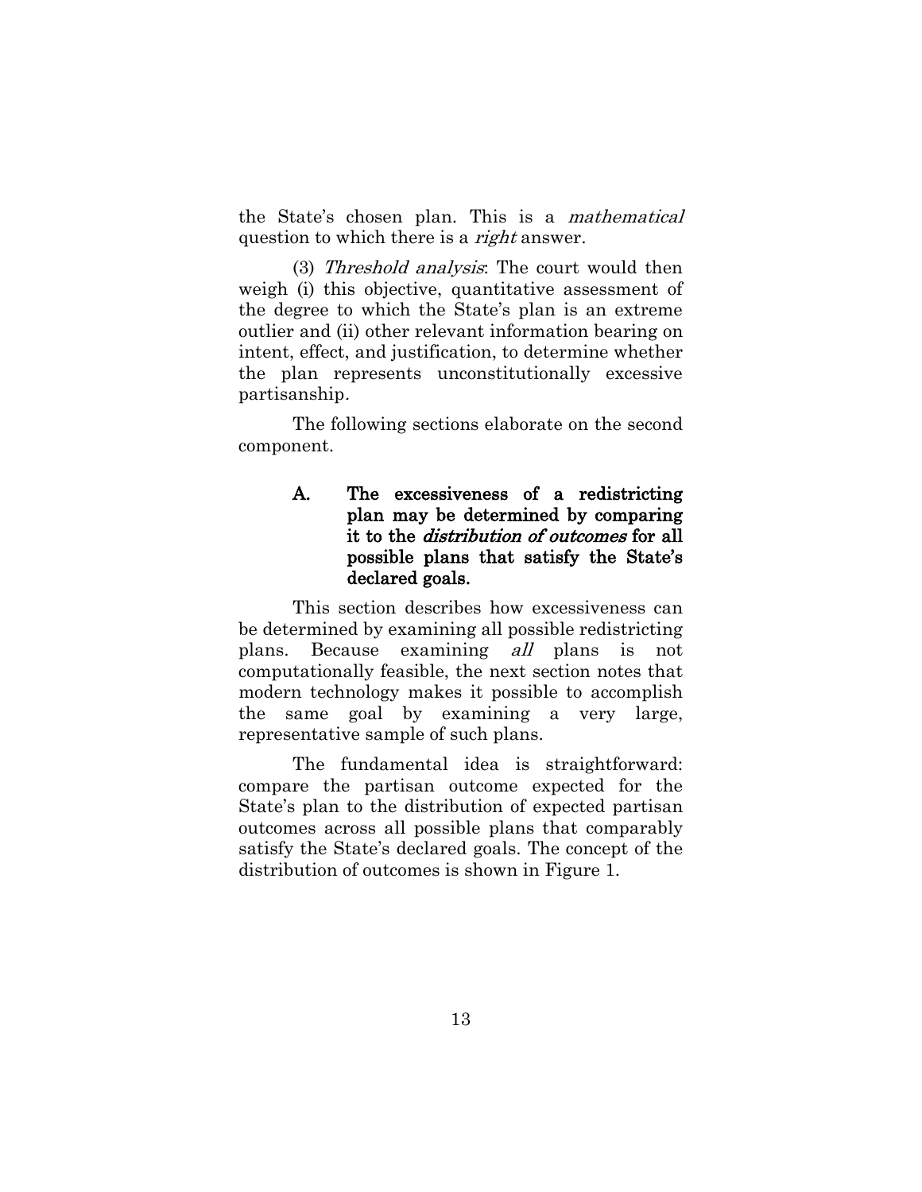the State's chosen plan. This is a *mathematical* question to which there is a *right* answer.

(3) *Threshold analysis*: The court would then weigh (i) this objective, quantitative assessment of the degree to which the State's plan is an extreme outlier and (ii) other relevant information bearing on intent, effect, and justification, to determine whether the plan represents unconstitutionally excessive partisanship.

The following sections elaborate on the second component.

### A. The excessiveness of a redistricting plan may be determined by comparing it to the *distribution of outcomes* for all possible plans that satisfy the State's declared goals.

This section describes how excessiveness can be determined by examining all possible redistricting plans. Because examining *all* plans is not computationally feasible, the next section notes that modern technology makes it possible to accomplish the same goal by examining a very large, representative sample of such plans.

The fundamental idea is straightforward: compare the partisan outcome expected for the State's plan to the distribution of expected partisan outcomes across all possible plans that comparably satisfy the State's declared goals. The concept of the distribution of outcomes is shown in Figure 1.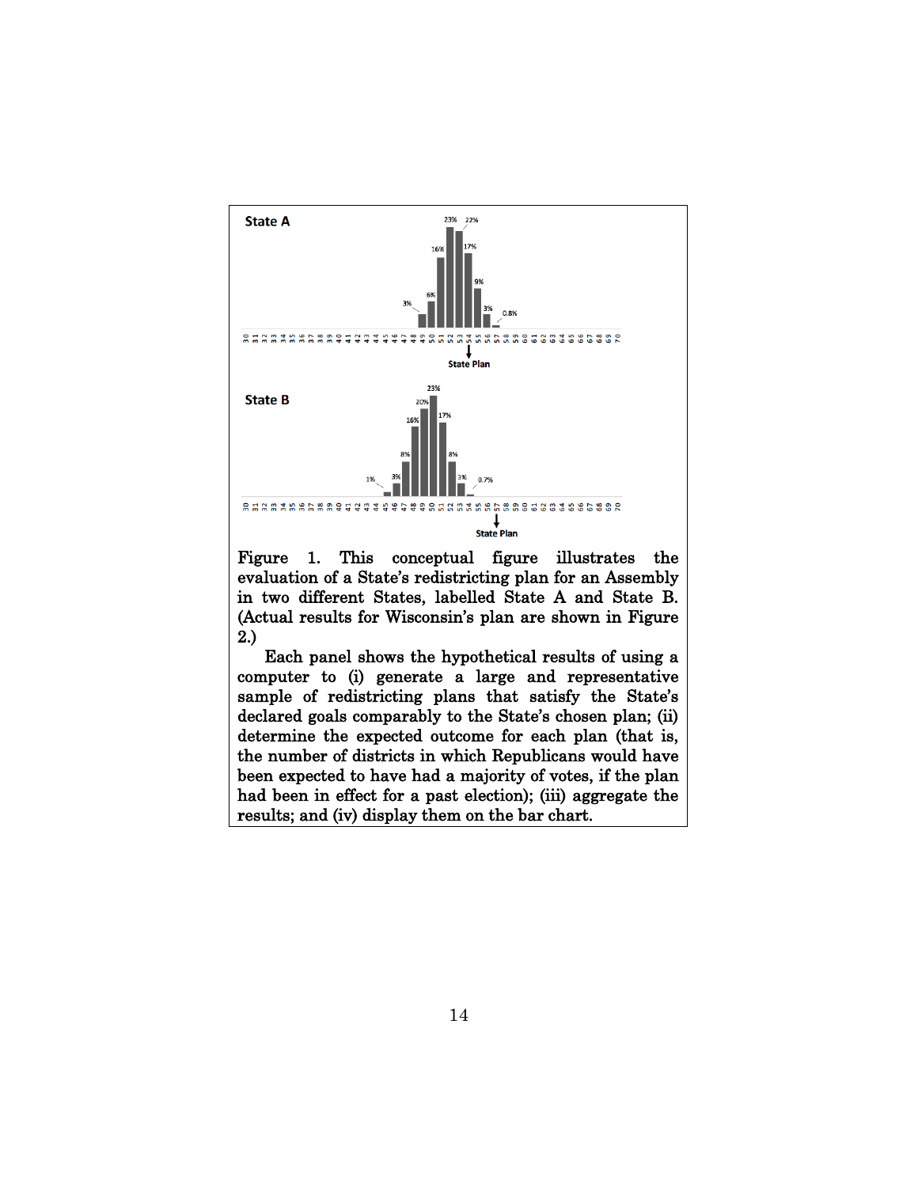Figure 1. This conceptual figure illustrates the evaluation of a State's redistricting plan for an Assembly in two different States, labelled State A and State B. (Actual results for Wisconsin's plan are shown in Figure 2.)

Each panel shows the hypothetical results of using a computer to (i) generate a large and representative sample of redistricting plans that satisfy the State's declared goals comparably to the State's chosen plan; (ii) determine the expected outcome for each plan (that is, the number of districts in which Republicans would have been expected to have had a majority of votes, if the plan had been in effect for a past election); (iii) aggregate the results; and (iv) display them on the bar chart.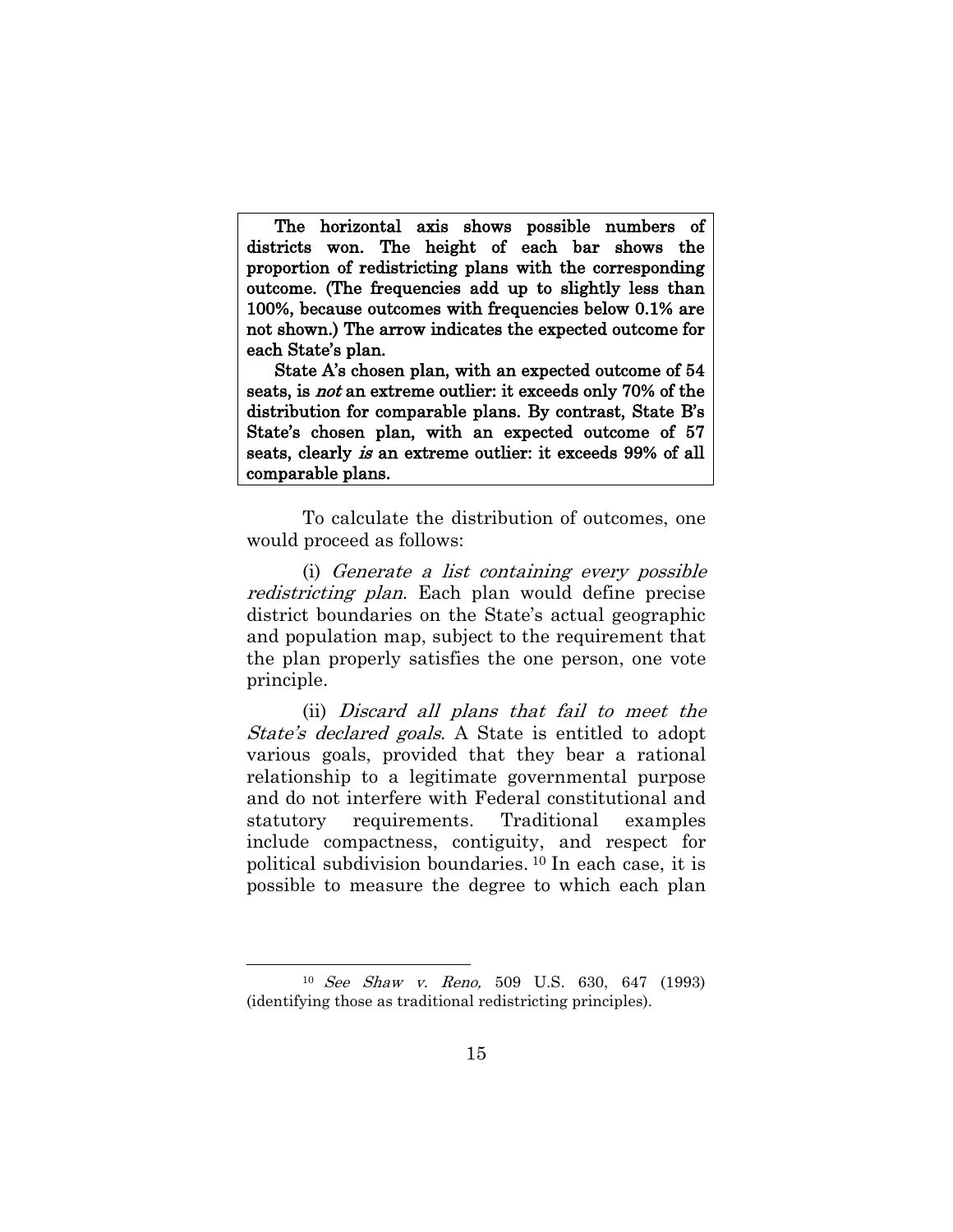**The horizontal axis shows possible numbers of districts won. The height of each bar shows the proportion of redistricting plans with the corresponding outcome. (The frequencies add up to slightly less than 100%, because outcomes with frequencies below 0.1% are not shown.) The arrow indicates the expected outcome for each State's plan.**

**State A's chosen plan, with an expected outcome of 54 seats, is *not* an extreme outlier: it exceeds only 70% of the distribution for comparable plans. By contrast, State B's State's chosen plan, with an expected outcome of 57 seats, clearly *is* an extreme outlier: it exceeds 99% of all comparable plans.**

To calculate the distribution of outcomes, one would proceed as follows:

(i) *Generate a list containing every possible redistricting plan*. Each plan would define precise district boundaries on the State's actual geographic and population map, subject to the requirement that the plan properly satisfies the one person, one vote principle.

(ii) *Discard all plans that fail to meet the State's declared goals*. A State is entitled to adopt various goals, provided that they bear a rational relationship to a legitimate governmental purpose and do not interfere with Federal constitutional and statutory requirements. Traditional examples include compactness, contiguity, and respect for political subdivision boundaries.[10] In each case, it is possible to measure the degree to which each plan

---

[10] *See Shaw v. Reno,* 509 U.S. 630, 647 (1993) (identifying those as traditional redistricting principles).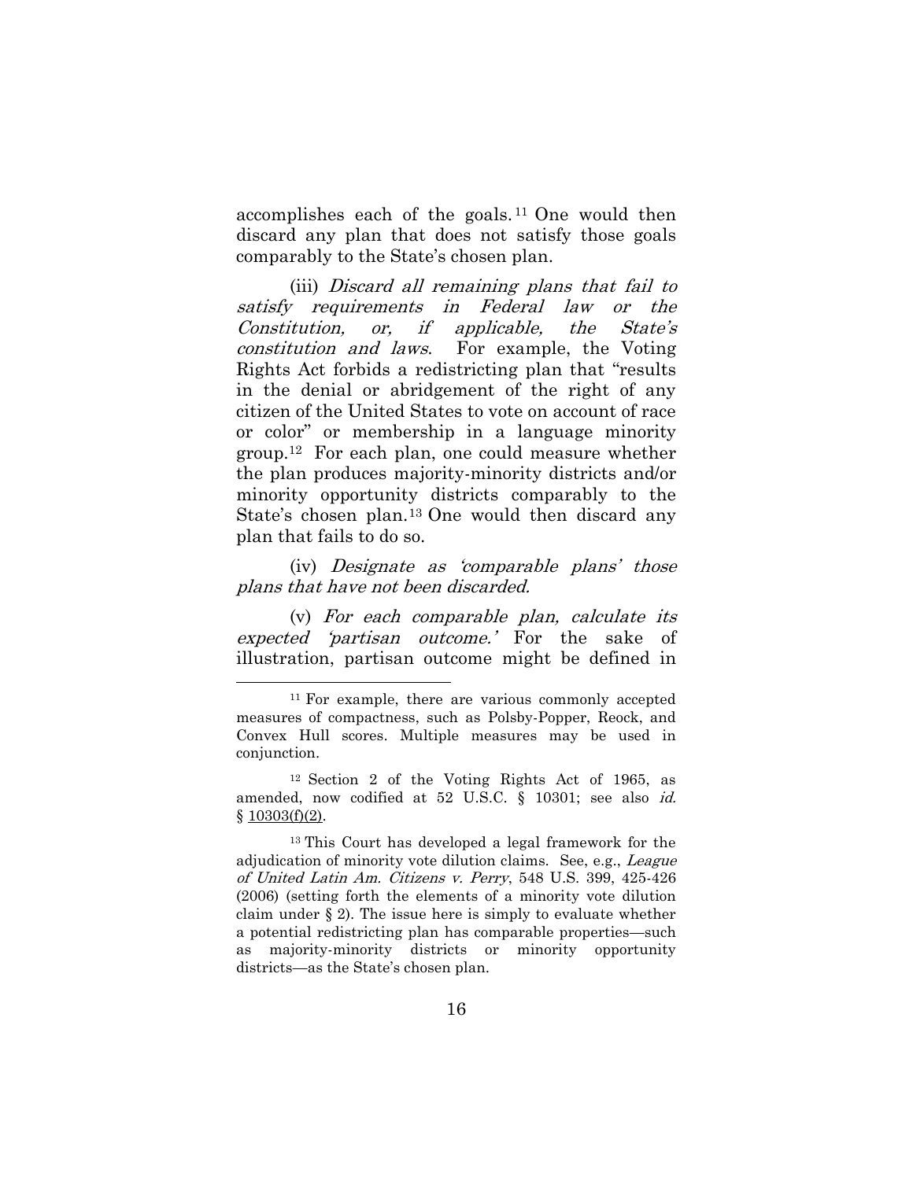accomplishes each of the goals.[11] One would then discard any plan that does not satisfy those goals comparably to the State's chosen plan.

(iii) *Discard all remaining plans that fail to satisfy requirements in Federal law or the Constitution, or, if applicable, the State's constitution and laws*. For example, the Voting Rights Act forbids a redistricting plan that "results in the denial or abridgement of the right of any citizen of the United States to vote on account of race or color" or membership in a language minority group.[12] For each plan, one could measure whether the plan produces majority-minority districts and/or minority opportunity districts comparably to the State's chosen plan.[13] One would then discard any plan that fails to do so.

(iv) *Designate as 'comparable plans' those plans that have not been discarded.*

(v) *For each comparable plan, calculate its expected 'partisan outcome.'* For the sake of illustration, partisan outcome might be defined in

---

[11] For example, there are various commonly accepted measures of compactness, such as Polsby-Popper, Reock, and Convex Hull scores. Multiple measures may be used in conjunction.

[12] Section 2 of the Voting Rights Act of 1965, as amended, now codified at 52 U.S.C. § 10301; see also *id.* § 10303(f)(2).

[13] This Court has developed a legal framework for the adjudication of minority vote dilution claims. See, e.g., *League of United Latin Am. Citizens v. Perry*, 548 U.S. 399, 425-426 (2006) (setting forth the elements of a minority vote dilution claim under § 2). The issue here is simply to evaluate whether a potential redistricting plan has comparable properties—such as majority-minority districts or minority opportunity districts—as the State's chosen plan.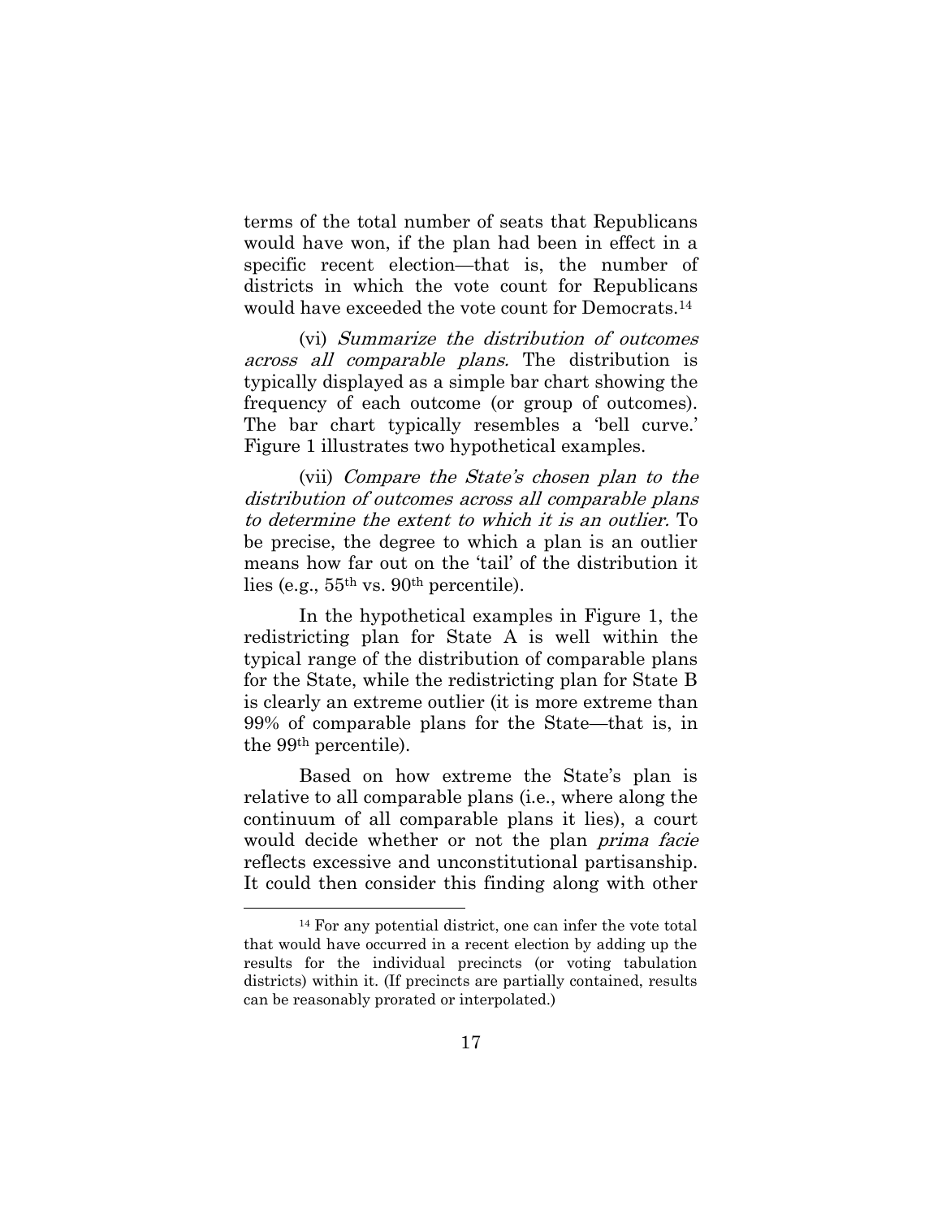terms of the total number of seats that Republicans would have won, if the plan had been in effect in a specific recent election—that is, the number of districts in which the vote count for Republicans would have exceeded the vote count for Democrats.[14]

(vi) *Summarize the distribution of outcomes across all comparable plans.* The distribution is typically displayed as a simple bar chart showing the frequency of each outcome (or group of outcomes). The bar chart typically resembles a 'bell curve.' Figure 1 illustrates two hypothetical examples.

(vii) *Compare the State's chosen plan to the distribution of outcomes across all comparable plans to determine the extent to which it is an outlier.* To be precise, the degree to which a plan is an outlier means how far out on the 'tail' of the distribution it lies (e.g., 55th vs. 90th percentile).

In the hypothetical examples in Figure 1, the redistricting plan for State A is well within the typical range of the distribution of comparable plans for the State, while the redistricting plan for State B is clearly an extreme outlier (it is more extreme than 99% of comparable plans for the State—that is, in the 99th percentile).

Based on how extreme the State's plan is relative to all comparable plans (i.e., where along the continuum of all comparable plans it lies), a court would decide whether or not the plan *prima facie* reflects excessive and unconstitutional partisanship. It could then consider this finding along with other

[14] For any potential district, one can infer the vote total that would have occurred in a recent election by adding up the results for the individual precincts (or voting tabulation districts) within it. (If precincts are partially contained, results can be reasonably prorated or interpolated.)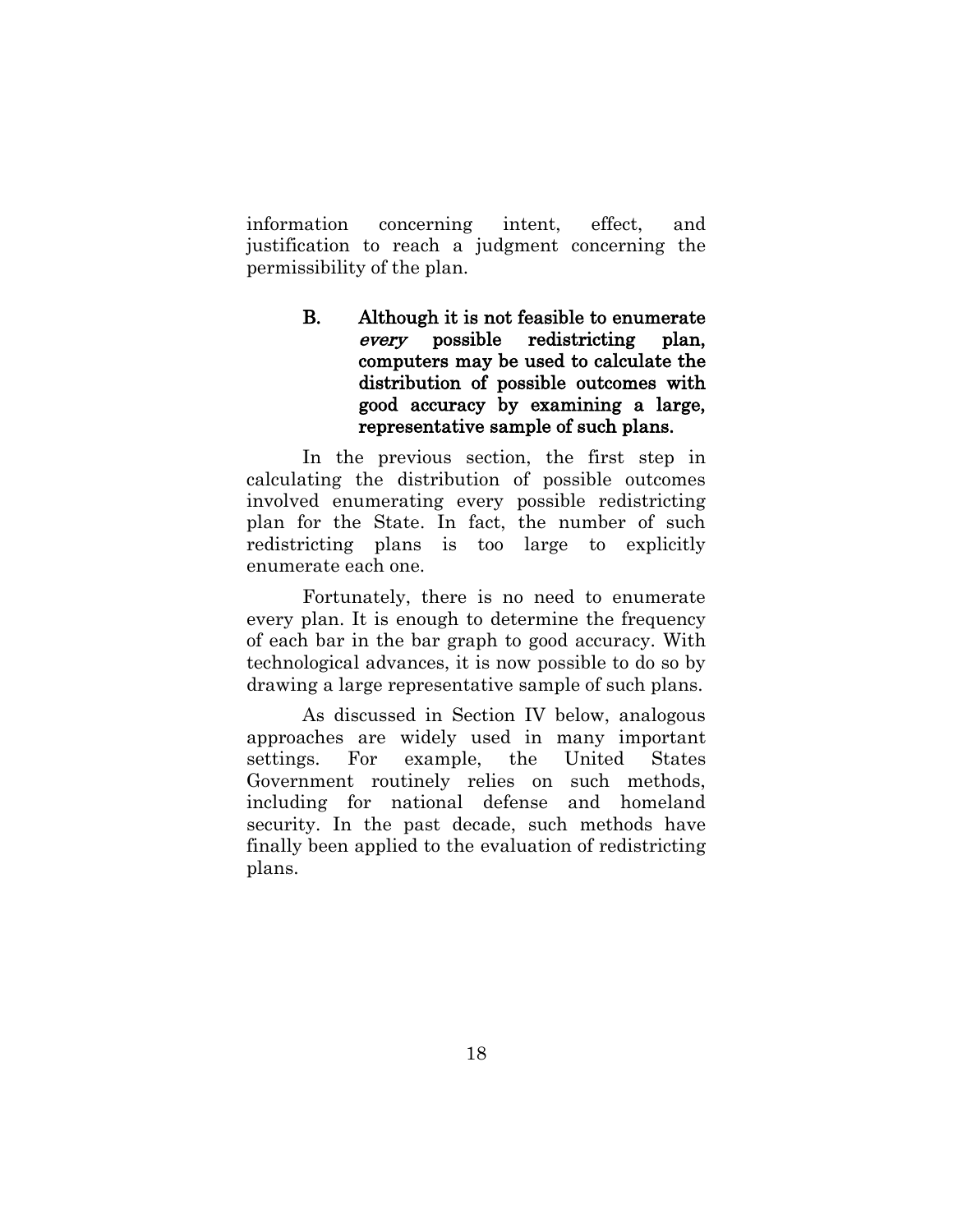information concerning intent, effect, and justification to reach a judgment concerning the permissibility of the plan.

### B. Although it is not feasible to enumerate *every* possible redistricting plan, computers may be used to calculate the distribution of possible outcomes with good accuracy by examining a large, representative sample of such plans.

In the previous section, the first step in calculating the distribution of possible outcomes involved enumerating every possible redistricting plan for the State. In fact, the number of such redistricting plans is too large to explicitly enumerate each one.

Fortunately, there is no need to enumerate every plan. It is enough to determine the frequency of each bar in the bar graph to good accuracy. With technological advances, it is now possible to do so by drawing a large representative sample of such plans.

As discussed in Section IV below, analogous approaches are widely used in many important settings. For example, the United States Government routinely relies on such methods, including for national defense and homeland security. In the past decade, such methods have finally been applied to the evaluation of redistricting plans.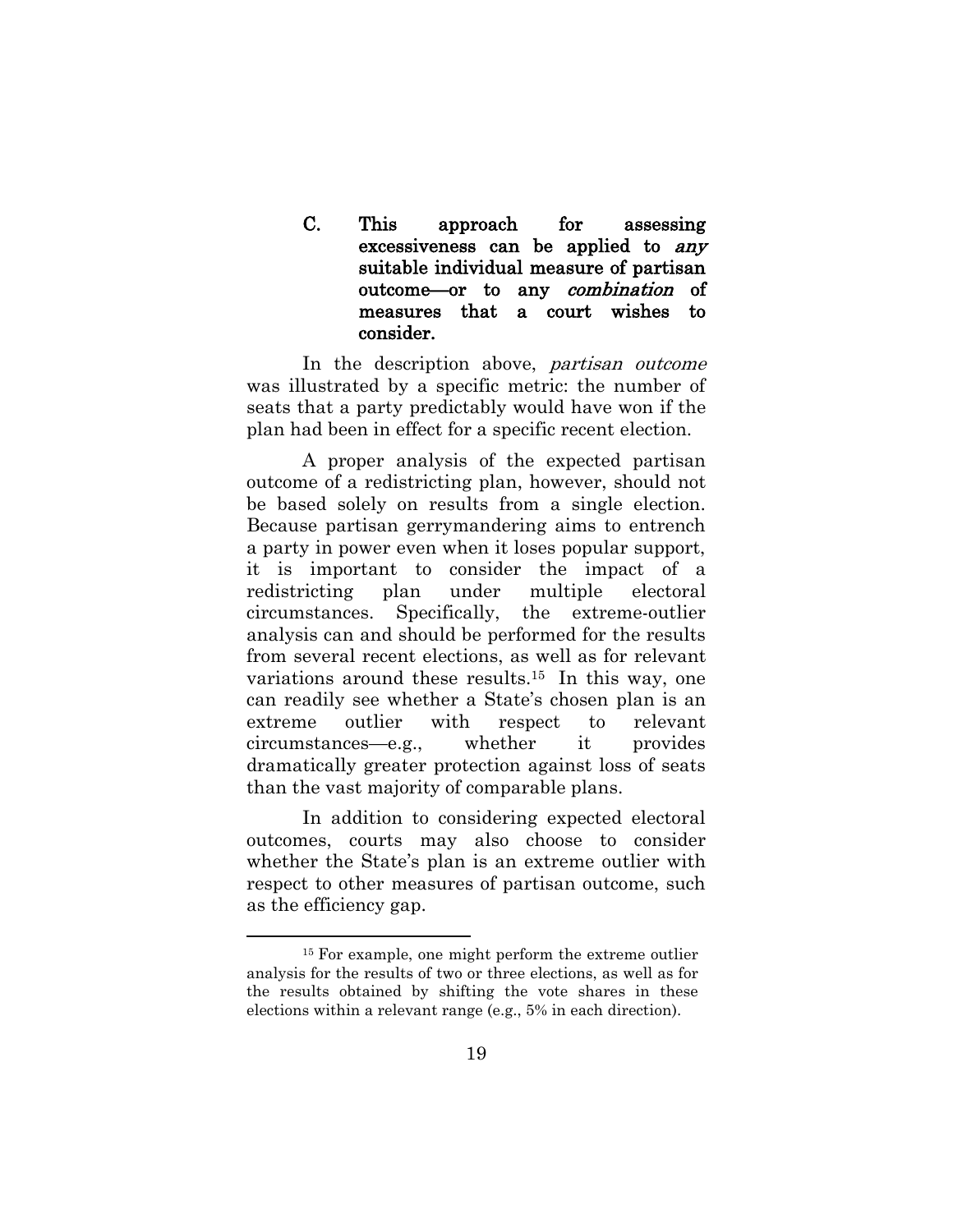### C. This approach for assessing excessiveness can be applied to *any* suitable individual measure of partisan outcome—or to any *combination* of measures that a court wishes to consider.

In the description above, *partisan outcome* was illustrated by a specific metric: the number of seats that a party predictably would have won if the plan had been in effect for a specific recent election.

A proper analysis of the expected partisan outcome of a redistricting plan, however, should not be based solely on results from a single election. Because partisan gerrymandering aims to entrench a party in power even when it loses popular support, it is important to consider the impact of a redistricting plan under multiple electoral circumstances. Specifically, the extreme-outlier analysis can and should be performed for the results from several recent elections, as well as for relevant variations around these results.[15] In this way, one can readily see whether a State's chosen plan is an extreme outlier with respect to relevant circumstances—e.g., whether it provides dramatically greater protection against loss of seats than the vast majority of comparable plans.

In addition to considering expected electoral outcomes, courts may also choose to consider whether the State's plan is an extreme outlier with respect to other measures of partisan outcome, such as the efficiency gap.

---

[15] For example, one might perform the extreme outlier analysis for the results of two or three elections, as well as for the results obtained by shifting the vote shares in these elections within a relevant range (e.g., 5% in each direction).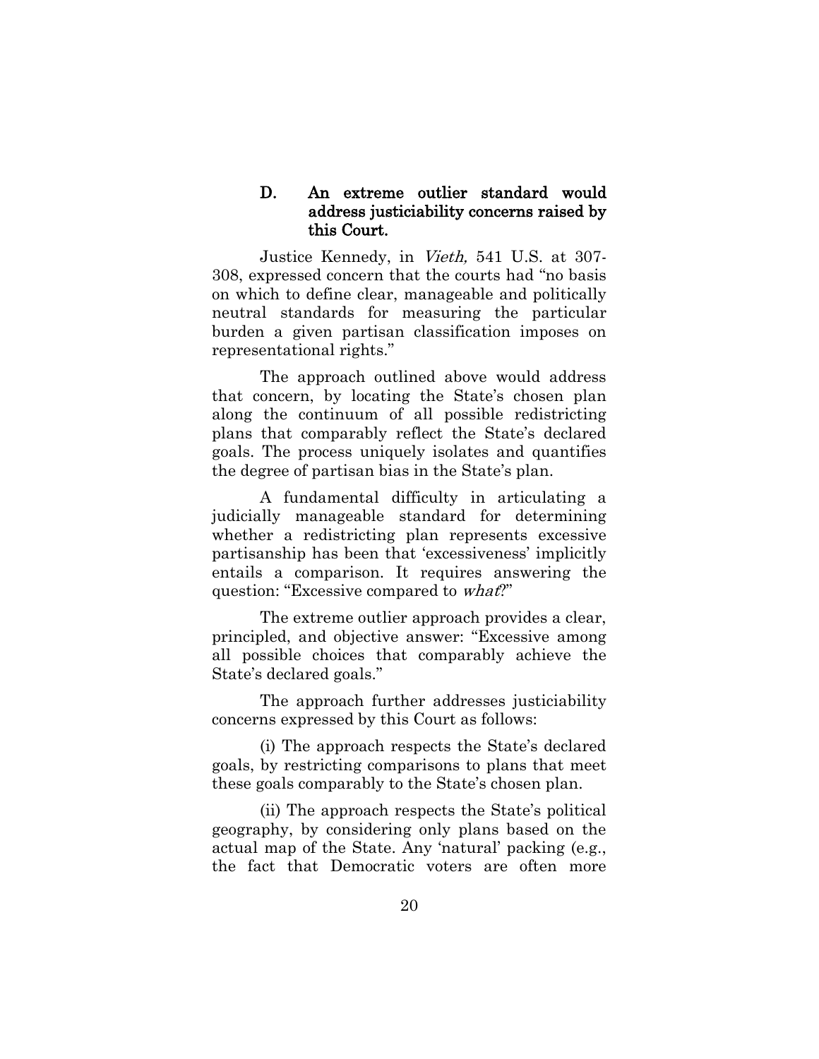### D. An extreme outlier standard would address justiciability concerns raised by this Court.

Justice Kennedy, in *Vieth,* 541 U.S. at 307-308, expressed concern that the courts had "no basis on which to define clear, manageable and politically neutral standards for measuring the particular burden a given partisan classification imposes on representational rights."

The approach outlined above would address that concern, by locating the State's chosen plan along the continuum of all possible redistricting plans that comparably reflect the State's declared goals. The process uniquely isolates and quantifies the degree of partisan bias in the State's plan.

A fundamental difficulty in articulating a judicially manageable standard for determining whether a redistricting plan represents excessive partisanship has been that 'excessiveness' implicitly entails a comparison. It requires answering the question: "Excessive compared to *what*?"

The extreme outlier approach provides a clear, principled, and objective answer: "Excessive among all possible choices that comparably achieve the State's declared goals."

The approach further addresses justiciability concerns expressed by this Court as follows:

(i) The approach respects the State's declared goals, by restricting comparisons to plans that meet these goals comparably to the State's chosen plan.

(ii) The approach respects the State's political geography, by considering only plans based on the actual map of the State. Any 'natural' packing (e.g., the fact that Democratic voters are often more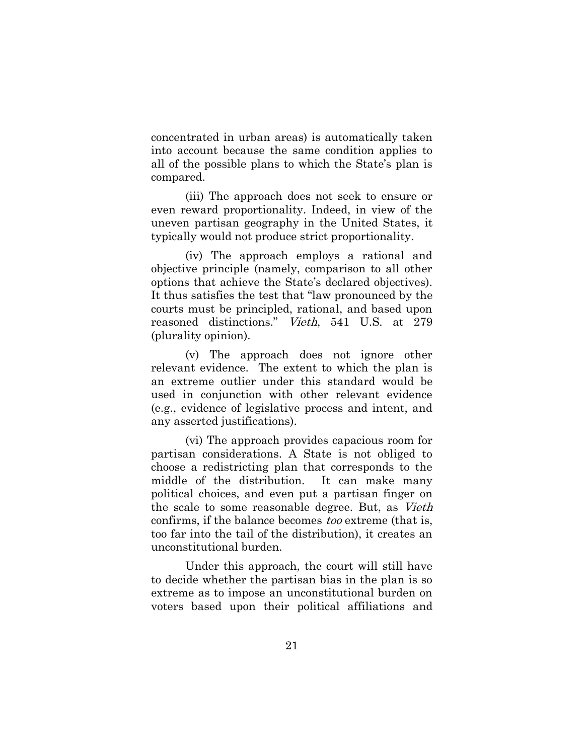concentrated in urban areas) is automatically taken into account because the same condition applies to all of the possible plans to which the State's plan is compared.

(iii) The approach does not seek to ensure or even reward proportionality. Indeed, in view of the uneven partisan geography in the United States, it typically would not produce strict proportionality.

(iv) The approach employs a rational and objective principle (namely, comparison to all other options that achieve the State's declared objectives). It thus satisfies the test that "law pronounced by the courts must be principled, rational, and based upon reasoned distinctions." *Vieth*, 541 U.S. at 279 (plurality opinion).

(v) The approach does not ignore other relevant evidence. The extent to which the plan is an extreme outlier under this standard would be used in conjunction with other relevant evidence (e.g., evidence of legislative process and intent, and any asserted justifications).

(vi) The approach provides capacious room for partisan considerations. A State is not obliged to choose a redistricting plan that corresponds to the middle of the distribution. It can make many political choices, and even put a partisan finger on the scale to some reasonable degree. But, as *Vieth* confirms, if the balance becomes *too* extreme (that is, too far into the tail of the distribution), it creates an unconstitutional burden.

Under this approach, the court will still have to decide whether the partisan bias in the plan is so extreme as to impose an unconstitutional burden on voters based upon their political affiliations and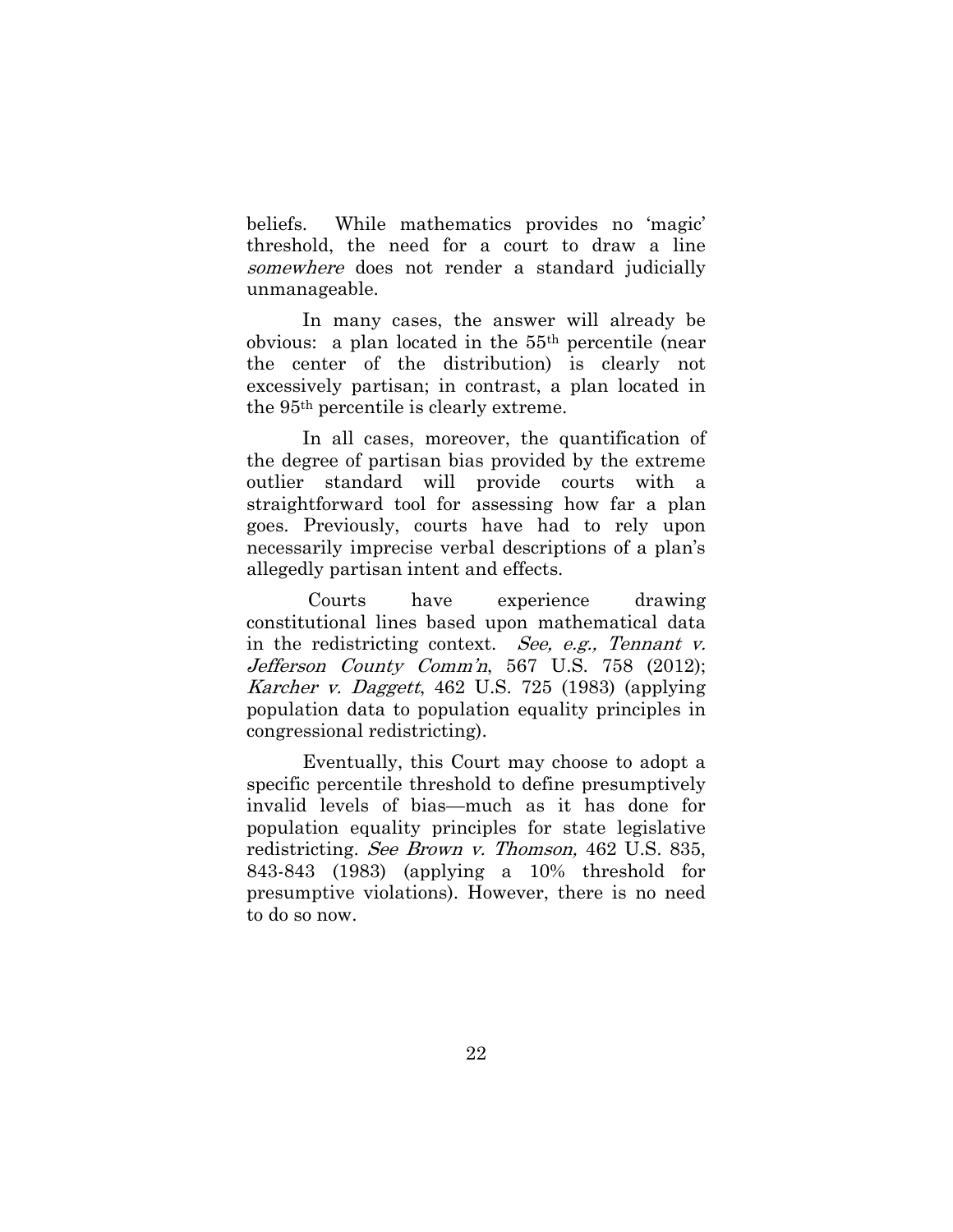beliefs. While mathematics provides no 'magic' threshold, the need for a court to draw a line *somewhere* does not render a standard judicially unmanageable.

In many cases, the answer will already be obvious: a plan located in the 55th percentile (near the center of the distribution) is clearly not excessively partisan; in contrast, a plan located in the 95th percentile is clearly extreme.

In all cases, moreover, the quantification of the degree of partisan bias provided by the extreme outlier standard will provide courts with a straightforward tool for assessing how far a plan goes. Previously, courts have had to rely upon necessarily imprecise verbal descriptions of a plan's allegedly partisan intent and effects.

Courts have experience drawing constitutional lines based upon mathematical data in the redistricting context. *See, e.g., Tennant v. Jefferson County Comm'n*, 567 U.S. 758 (2012); *Karcher v. Daggett*, 462 U.S. 725 (1983) (applying population data to population equality principles in congressional redistricting).

Eventually, this Court may choose to adopt a specific percentile threshold to define presumptively invalid levels of bias—much as it has done for population equality principles for state legislative redistricting. *See Brown v. Thomson,* 462 U.S. 835, 843-843 (1983) (applying a 10% threshold for presumptive violations). However, there is no need to do so now.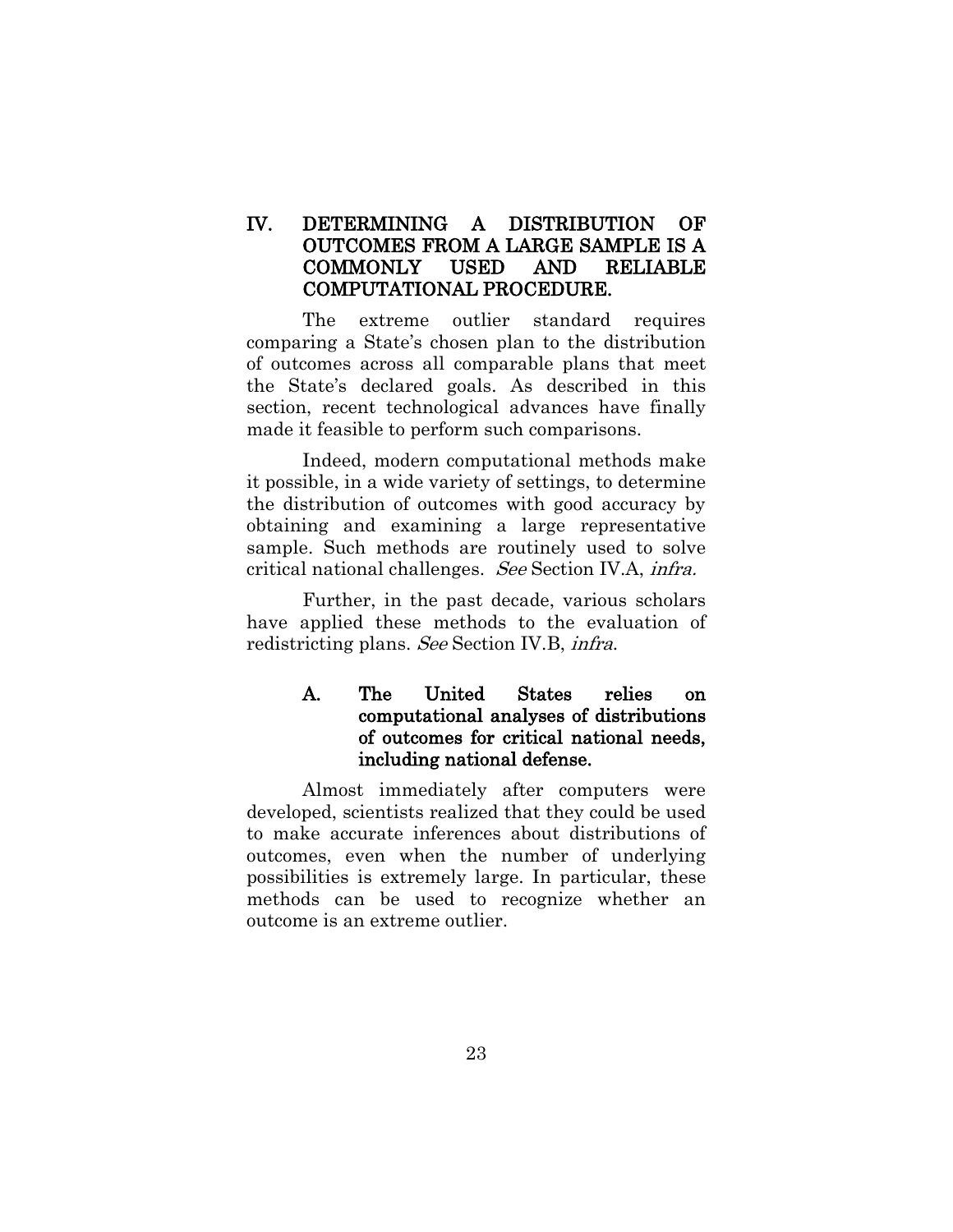## IV. DETERMINING A DISTRIBUTION OF OUTCOMES FROM A LARGE SAMPLE IS A COMMONLY USED AND RELIABLE COMPUTATIONAL PROCEDURE.

The extreme outlier standard requires comparing a State's chosen plan to the distribution of outcomes across all comparable plans that meet the State's declared goals. As described in this section, recent technological advances have finally made it feasible to perform such comparisons.

Indeed, modern computational methods make it possible, in a wide variety of settings, to determine the distribution of outcomes with good accuracy by obtaining and examining a large representative sample. Such methods are routinely used to solve critical national challenges. *See* Section IV.A, *infra.*

Further, in the past decade, various scholars have applied these methods to the evaluation of redistricting plans. *See* Section IV.B, *infra*.

### A. The United States relies on computational analyses of distributions of outcomes for critical national needs, including national defense.

Almost immediately after computers were developed, scientists realized that they could be used to make accurate inferences about distributions of outcomes, even when the number of underlying possibilities is extremely large. In particular, these methods can be used to recognize whether an outcome is an extreme outlier.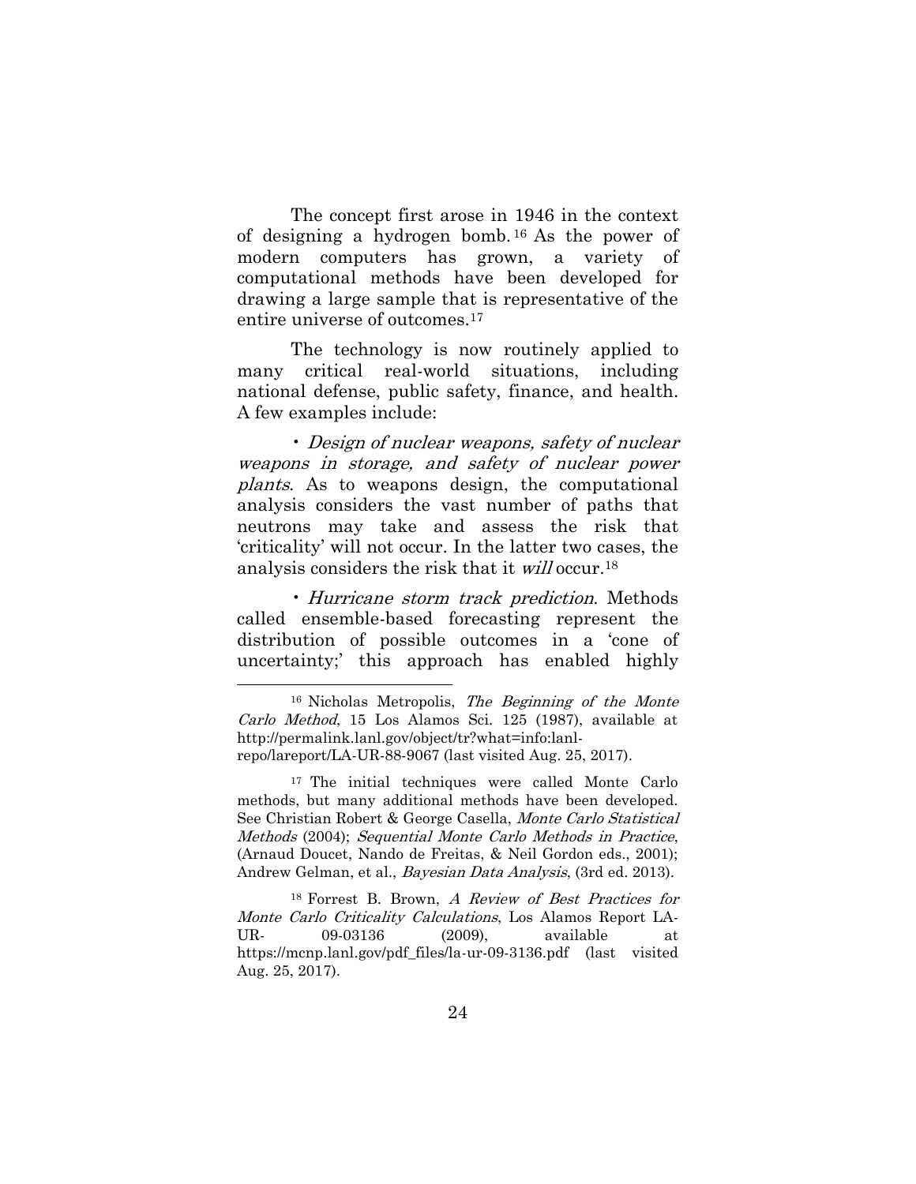The concept first arose in 1946 in the context of designing a hydrogen bomb.[16] As the power of modern computers has grown, a variety of computational methods have been developed for drawing a large sample that is representative of the entire universe of outcomes.[17]

The technology is now routinely applied to many critical real-world situations, including national defense, public safety, finance, and health. A few examples include:

• *Design of nuclear weapons, safety of nuclear weapons in storage, and safety of nuclear power plants*. As to weapons design, the computational analysis considers the vast number of paths that neutrons may take and assess the risk that 'criticality' will not occur. In the latter two cases, the analysis considers the risk that it *will* occur.[18]

• *Hurricane storm track prediction*. Methods called ensemble-based forecasting represent the distribution of possible outcomes in a 'cone of uncertainty;' this approach has enabled highly

---

[16] Nicholas Metropolis, *The Beginning of the Monte Carlo Method*, 15 Los Alamos Sci. 125 (1987), available at http://permalink.lanl.gov/object/tr?what=info:lanl-repo/lareport/LA-UR-88-9067 (last visited Aug. 25, 2017).

[17] The initial techniques were called Monte Carlo methods, but many additional methods have been developed. See Christian Robert & George Casella, *Monte Carlo Statistical Methods* (2004); *Sequential Monte Carlo Methods in Practice*, (Arnaud Doucet, Nando de Freitas, & Neil Gordon eds., 2001); Andrew Gelman, et al., *Bayesian Data Analysis*, (3rd ed. 2013).

[18] Forrest B. Brown, *A Review of Best Practices for Monte Carlo Criticality Calculations*, Los Alamos Report LA-UR- 09-03136 (2009), available at https://mcnp.lanl.gov/pdf_files/la-ur-09-3136.pdf (last visited Aug. 25, 2017).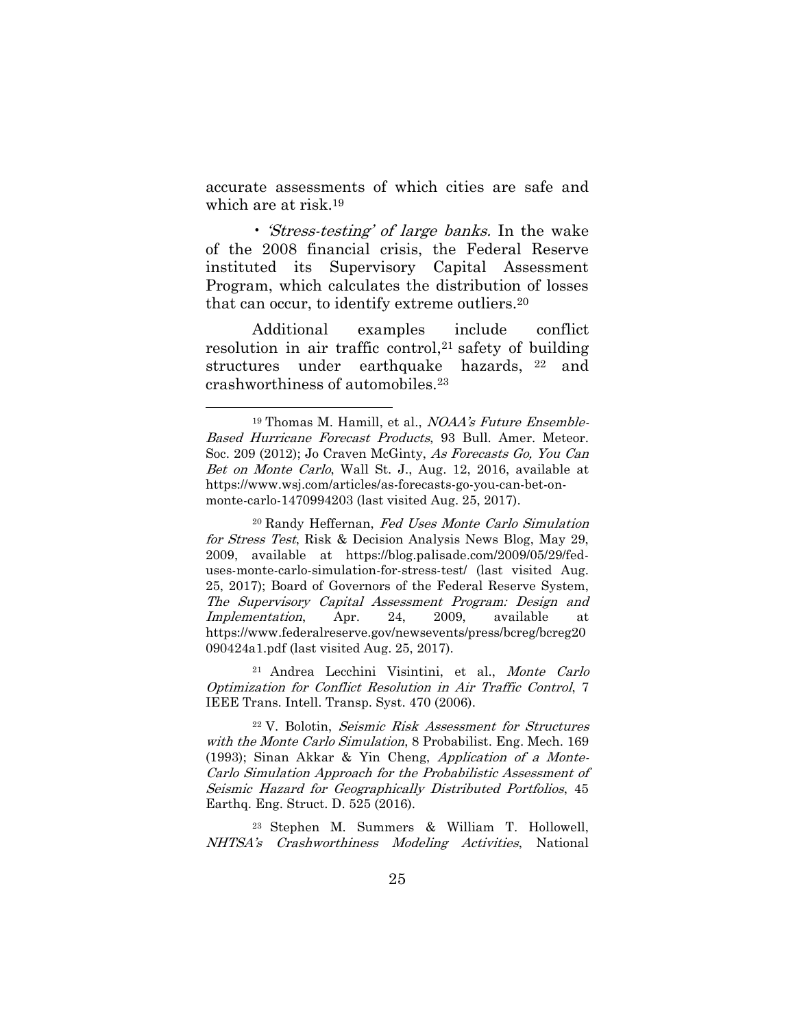accurate assessments of which cities are safe and which are at risk.[19]

• *'Stress-testing' of large banks.* In the wake of the 2008 financial crisis, the Federal Reserve instituted its Supervisory Capital Assessment Program, which calculates the distribution of losses that can occur, to identify extreme outliers.[20]

Additional examples include conflict resolution in air traffic control,[21] safety of building structures under earthquake hazards,[22] and crashworthiness of automobiles.[23]

---

[19] Thomas M. Hamill, et al., *NOAA's Future Ensemble-Based Hurricane Forecast Products*, 93 Bull. Amer. Meteor. Soc. 209 (2012); Jo Craven McGinty, *As Forecasts Go, You Can Bet on Monte Carlo*, Wall St. J., Aug. 12, 2016, available at https://www.wsj.com/articles/as-forecasts-go-you-can-bet-on-monte-carlo-1470994203 (last visited Aug. 25, 2017).

[20] Randy Heffernan, *Fed Uses Monte Carlo Simulation for Stress Test*, Risk & Decision Analysis News Blog, May 29, 2009, available at https://blog.palisade.com/2009/05/29/fed-uses-monte-carlo-simulation-for-stress-test/ (last visited Aug. 25, 2017); Board of Governors of the Federal Reserve System, *The Supervisory Capital Assessment Program: Design and Implementation*, Apr. 24, 2009, available at https://www.federalreserve.gov/newsevents/press/bcreg/bcreg20090424a1.pdf (last visited Aug. 25, 2017).

[21] Andrea Lecchini Visintini, et al., *Monte Carlo Optimization for Conflict Resolution in Air Traffic Control*, 7 IEEE Trans. Intell. Transp. Syst. 470 (2006).

[22] V. Bolotin, *Seismic Risk Assessment for Structures with the Monte Carlo Simulation*, 8 Probabilist. Eng. Mech. 169 (1993); Sinan Akkar & Yin Cheng, *Application of a Monte-Carlo Simulation Approach for the Probabilistic Assessment of Seismic Hazard for Geographically Distributed Portfolios*, 45 Earthq. Eng. Struct. D. 525 (2016).

[23] Stephen M. Summers & William T. Hollowell, *NHTSA's Crashworthiness Modeling Activities*, National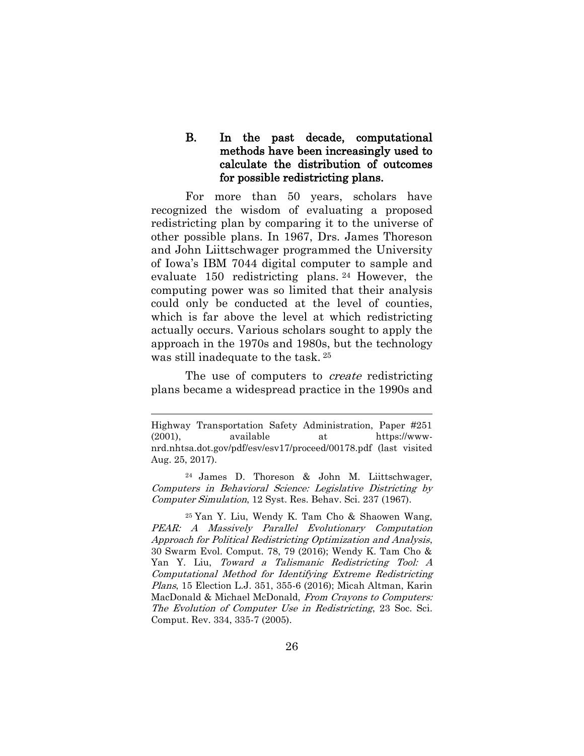### B. In the past decade, computational methods have been increasingly used to calculate the distribution of outcomes for possible redistricting plans.

For more than 50 years, scholars have recognized the wisdom of evaluating a proposed redistricting plan by comparing it to the universe of other possible plans. In 1967, Drs. James Thoreson and John Liittschwager programmed the University of Iowa's IBM 7044 digital computer to sample and evaluate 150 redistricting plans.[24] However, the computing power was so limited that their analysis could only be conducted at the level of counties, which is far above the level at which redistricting actually occurs. Various scholars sought to apply the approach in the 1970s and 1980s, but the technology was still inadequate to the task.[25]

The use of computers to *create* redistricting plans became a widespread practice in the 1990s and

---

Highway Transportation Safety Administration, Paper #251 (2001), available at https://www-nrd.nhtsa.dot.gov/pdf/esv/esv17/proceed/00178.pdf (last visited Aug. 25, 2017).

[24] James D. Thoreson & John M. Liittschwager, *Computers in Behavioral Science: Legislative Districting by Computer Simulation*, 12 Syst. Res. Behav. Sci. 237 (1967).

[25] Yan Y. Liu, Wendy K. Tam Cho & Shaowen Wang, *PEAR: A Massively Parallel Evolutionary Computation Approach for Political Redistricting Optimization and Analysis*, 30 Swarm Evol. Comput. 78, 79 (2016); Wendy K. Tam Cho & Yan Y. Liu, *Toward a Talismanic Redistricting Tool: A Computational Method for Identifying Extreme Redistricting Plans*, 15 Election L.J. 351, 355-6 (2016); Micah Altman, Karin MacDonald & Michael McDonald, *From Crayons to Computers: The Evolution of Computer Use in Redistricting*, 23 Soc. Sci. Comput. Rev. 334, 335-7 (2005).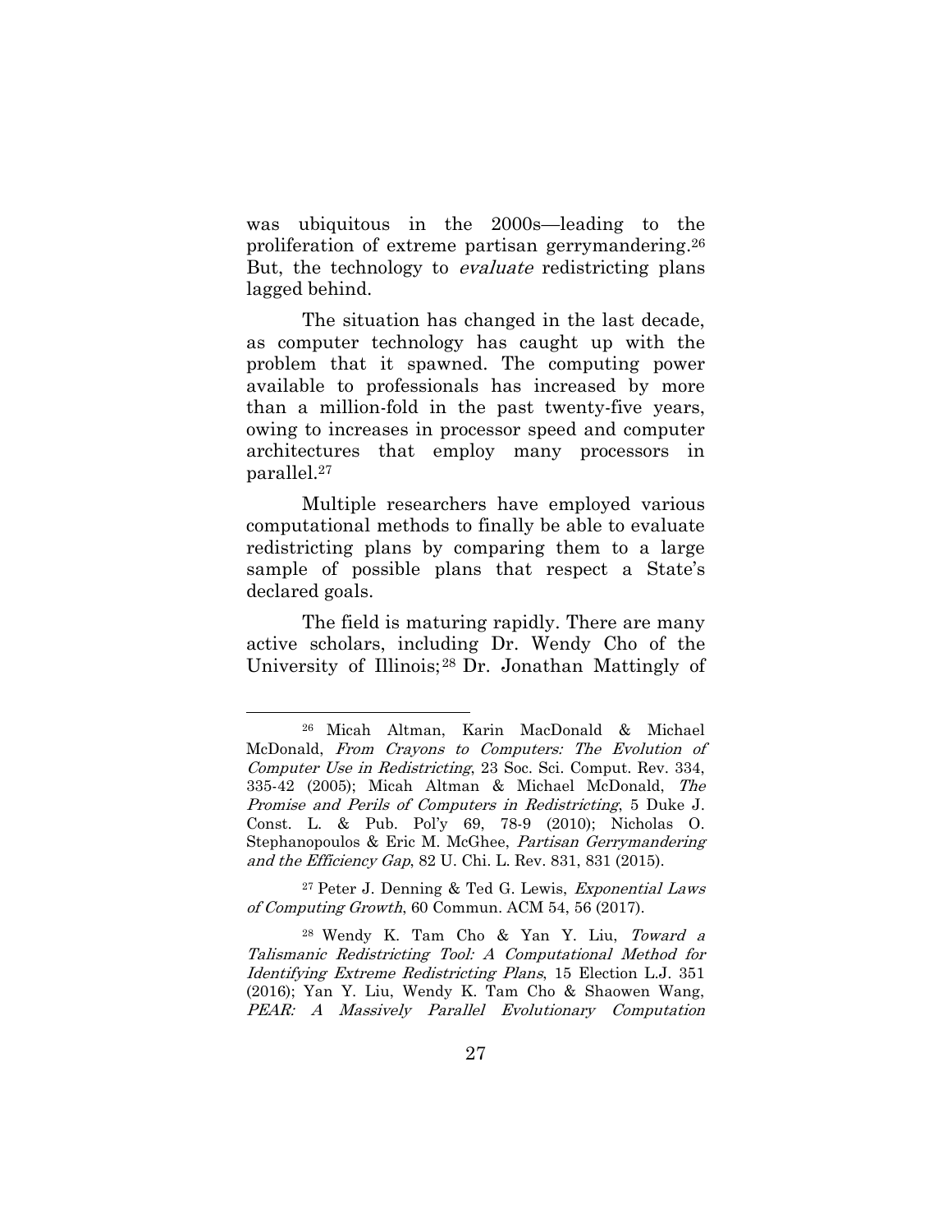was ubiquitous in the 2000s—leading to the proliferation of extreme partisan gerrymandering.[26] But, the technology to *evaluate* redistricting plans lagged behind.

The situation has changed in the last decade, as computer technology has caught up with the problem that it spawned. The computing power available to professionals has increased by more than a million-fold in the past twenty-five years, owing to increases in processor speed and computer architectures that employ many processors in parallel.[27]

Multiple researchers have employed various computational methods to finally be able to evaluate redistricting plans by comparing them to a large sample of possible plans that respect a State's declared goals.

The field is maturing rapidly. There are many active scholars, including Dr. Wendy Cho of the University of Illinois;[28] Dr. Jonathan Mattingly of

---

[26] Micah Altman, Karin MacDonald & Michael McDonald, *From Crayons to Computers: The Evolution of Computer Use in Redistricting*, 23 Soc. Sci. Comput. Rev. 334, 335-42 (2005); Micah Altman & Michael McDonald, *The Promise and Perils of Computers in Redistricting*, 5 Duke J. Const. L. & Pub. Pol'y 69, 78-9 (2010); Nicholas O. Stephanopoulos & Eric M. McGhee, *Partisan Gerrymandering and the Efficiency Gap*, 82 U. Chi. L. Rev. 831, 831 (2015).

[27] Peter J. Denning & Ted G. Lewis, *Exponential Laws of Computing Growth*, 60 Commun. ACM 54, 56 (2017).

[28] Wendy K. Tam Cho & Yan Y. Liu, *Toward a Talismanic Redistricting Tool: A Computational Method for Identifying Extreme Redistricting Plans*, 15 Election L.J. 351 (2016); Yan Y. Liu, Wendy K. Tam Cho & Shaowen Wang, *PEAR: A Massively Parallel Evolutionary Computation*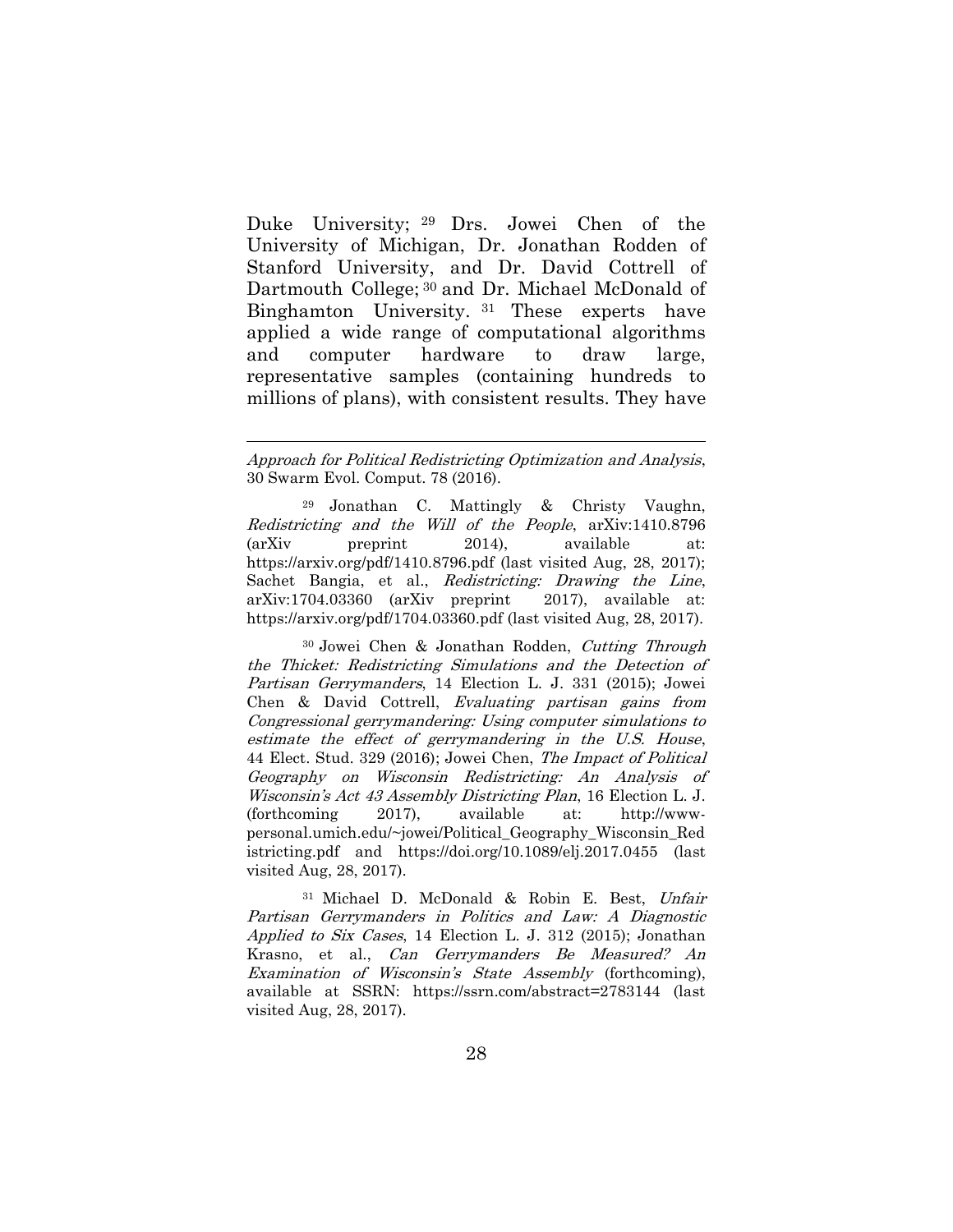Duke University;[29] Drs. Jowei Chen of the University of Michigan, Dr. Jonathan Rodden of Stanford University, and Dr. David Cottrell of Dartmouth College;[30] and Dr. Michael McDonald of Binghamton University.[31] These experts have applied a wide range of computational algorithms and computer hardware to draw large, representative samples (containing hundreds to millions of plans), with consistent results. They have

---

*Approach for Political Redistricting Optimization and Analysis*, 30 Swarm Evol. Comput. 78 (2016).

[29] Jonathan C. Mattingly & Christy Vaughn, *Redistricting and the Will of the People*, arXiv:1410.8796 (arXiv preprint 2014), available at: https://arxiv.org/pdf/1410.8796.pdf (last visited Aug, 28, 2017); Sachet Bangia, et al., *Redistricting: Drawing the Line*, arXiv:1704.03360 (arXiv preprint 2017), available at: https://arxiv.org/pdf/1704.03360.pdf (last visited Aug, 28, 2017).

[30] Jowei Chen & Jonathan Rodden, *Cutting Through the Thicket: Redistricting Simulations and the Detection of Partisan Gerrymanders*, 14 Election L. J. 331 (2015); Jowei Chen & David Cottrell, *Evaluating partisan gains from Congressional gerrymandering: Using computer simulations to estimate the effect of gerrymandering in the U.S. House*, 44 Elect. Stud. 329 (2016); Jowei Chen, *The Impact of Political Geography on Wisconsin Redistricting: An Analysis of Wisconsin's Act 43 Assembly Districting Plan*, 16 Election L. J. (forthcoming 2017), available at: http://www-personal.umich.edu/~jowei/Political_Geography_Wisconsin_Redistricting.pdf and https://doi.org/10.1089/elj.2017.0455 (last visited Aug, 28, 2017).

[31] Michael D. McDonald & Robin E. Best, *Unfair Partisan Gerrymanders in Politics and Law: A Diagnostic Applied to Six Cases*, 14 Election L. J. 312 (2015); Jonathan Krasno, et al., *Can Gerrymanders Be Measured? An Examination of Wisconsin's State Assembly* (forthcoming), available at SSRN: https://ssrn.com/abstract=2783144 (last visited Aug, 28, 2017).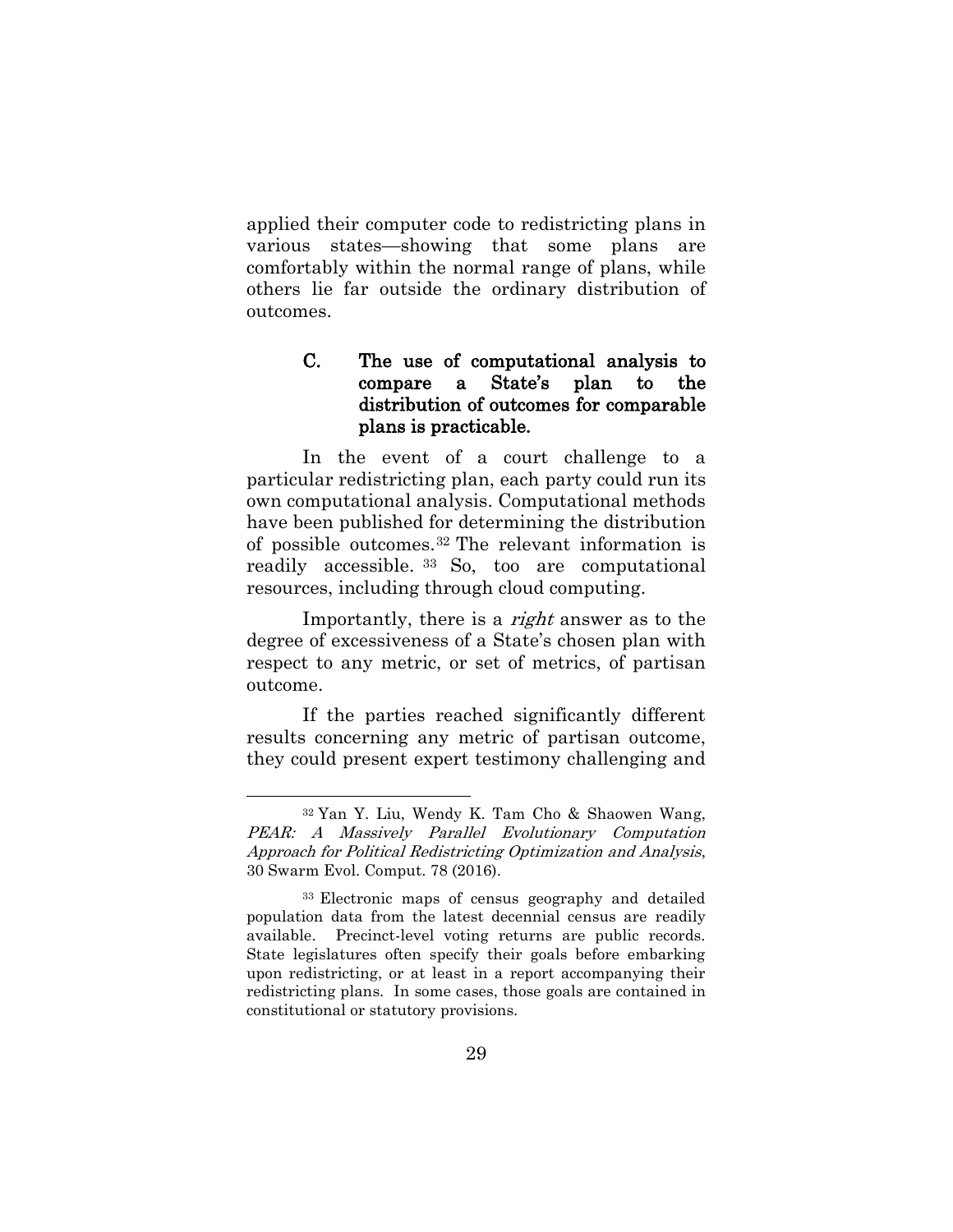applied their computer code to redistricting plans in various states—showing that some plans are comfortably within the normal range of plans, while others lie far outside the ordinary distribution of outcomes.

### C. The use of computational analysis to compare a State's plan to the distribution of outcomes for comparable plans is practicable.

In the event of a court challenge to a particular redistricting plan, each party could run its own computational analysis. Computational methods have been published for determining the distribution of possible outcomes.[32] The relevant information is readily accessible.[33] So, too are computational resources, including through cloud computing.

Importantly, there is a *right* answer as to the degree of excessiveness of a State's chosen plan with respect to any metric, or set of metrics, of partisan outcome.

If the parties reached significantly different results concerning any metric of partisan outcome, they could present expert testimony challenging and

---

[32] Yan Y. Liu, Wendy K. Tam Cho & Shaowen Wang, *PEAR: A Massively Parallel Evolutionary Computation Approach for Political Redistricting Optimization and Analysis*, 30 Swarm Evol. Comput. 78 (2016).

[33] Electronic maps of census geography and detailed population data from the latest decennial census are readily available. Precinct-level voting returns are public records. State legislatures often specify their goals before embarking upon redistricting, or at least in a report accompanying their redistricting plans. In some cases, those goals are contained in constitutional or statutory provisions.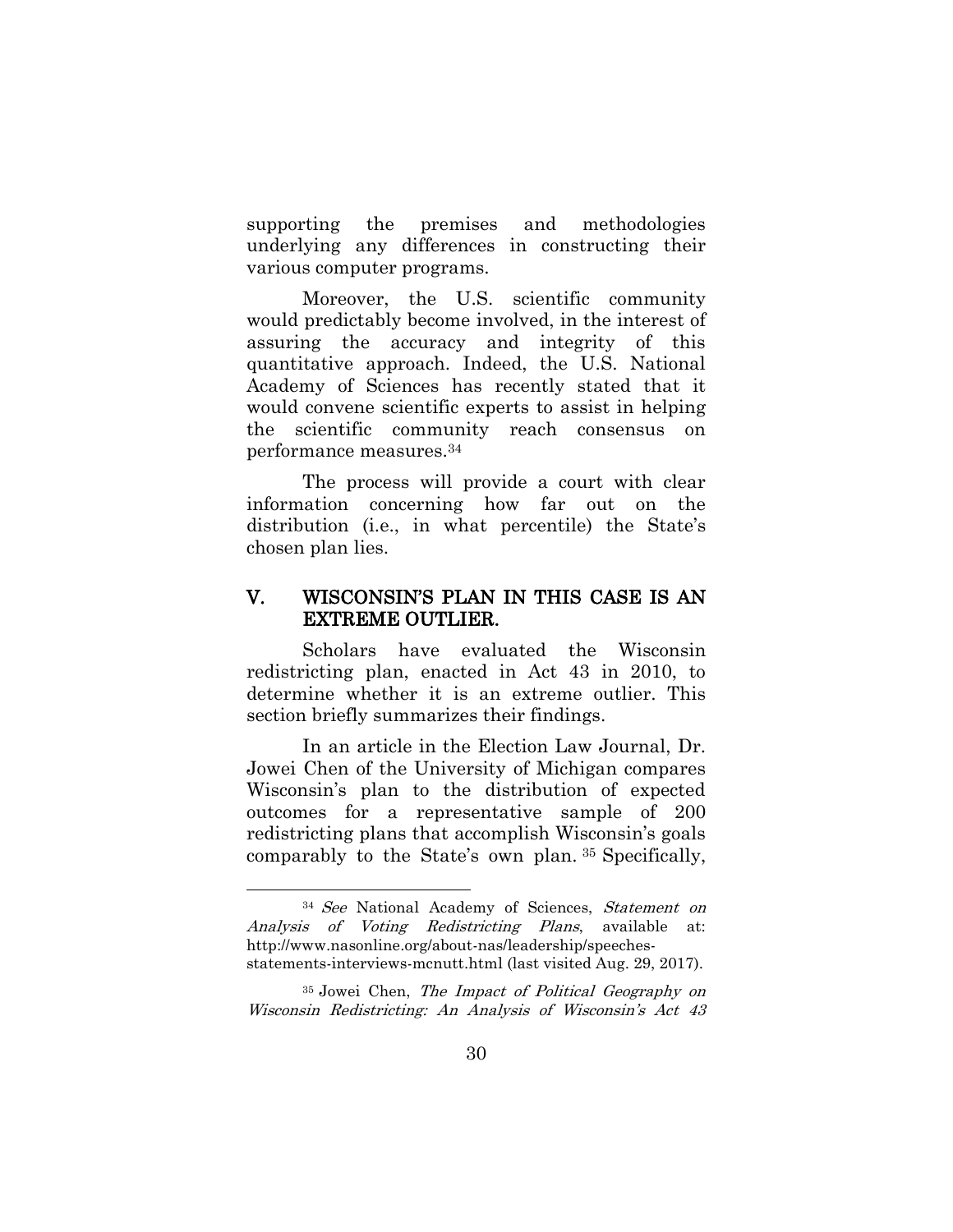supporting the premises and methodologies underlying any differences in constructing their various computer programs.

Moreover, the U.S. scientific community would predictably become involved, in the interest of assuring the accuracy and integrity of this quantitative approach. Indeed, the U.S. National Academy of Sciences has recently stated that it would convene scientific experts to assist in helping the scientific community reach consensus on performance measures.[34]

The process will provide a court with clear information concerning how far out on the distribution (i.e., in what percentile) the State's chosen plan lies.

## V. WISCONSIN'S PLAN IN THIS CASE IS AN EXTREME OUTLIER.

Scholars have evaluated the Wisconsin redistricting plan, enacted in Act 43 in 2010, to determine whether it is an extreme outlier. This section briefly summarizes their findings.

In an article in the Election Law Journal, Dr. Jowei Chen of the University of Michigan compares Wisconsin's plan to the distribution of expected outcomes for a representative sample of 200 redistricting plans that accomplish Wisconsin's goals comparably to the State's own plan.[35] Specifically,

---

[34] *See* National Academy of Sciences, *Statement on Analysis of Voting Redistricting Plans*, available at: http://www.nasonline.org/about-nas/leadership/speeches-statements-interviews-mcnutt.html (last visited Aug. 29, 2017).

[35] Jowei Chen, *The Impact of Political Geography on Wisconsin Redistricting: An Analysis of Wisconsin's Act 43*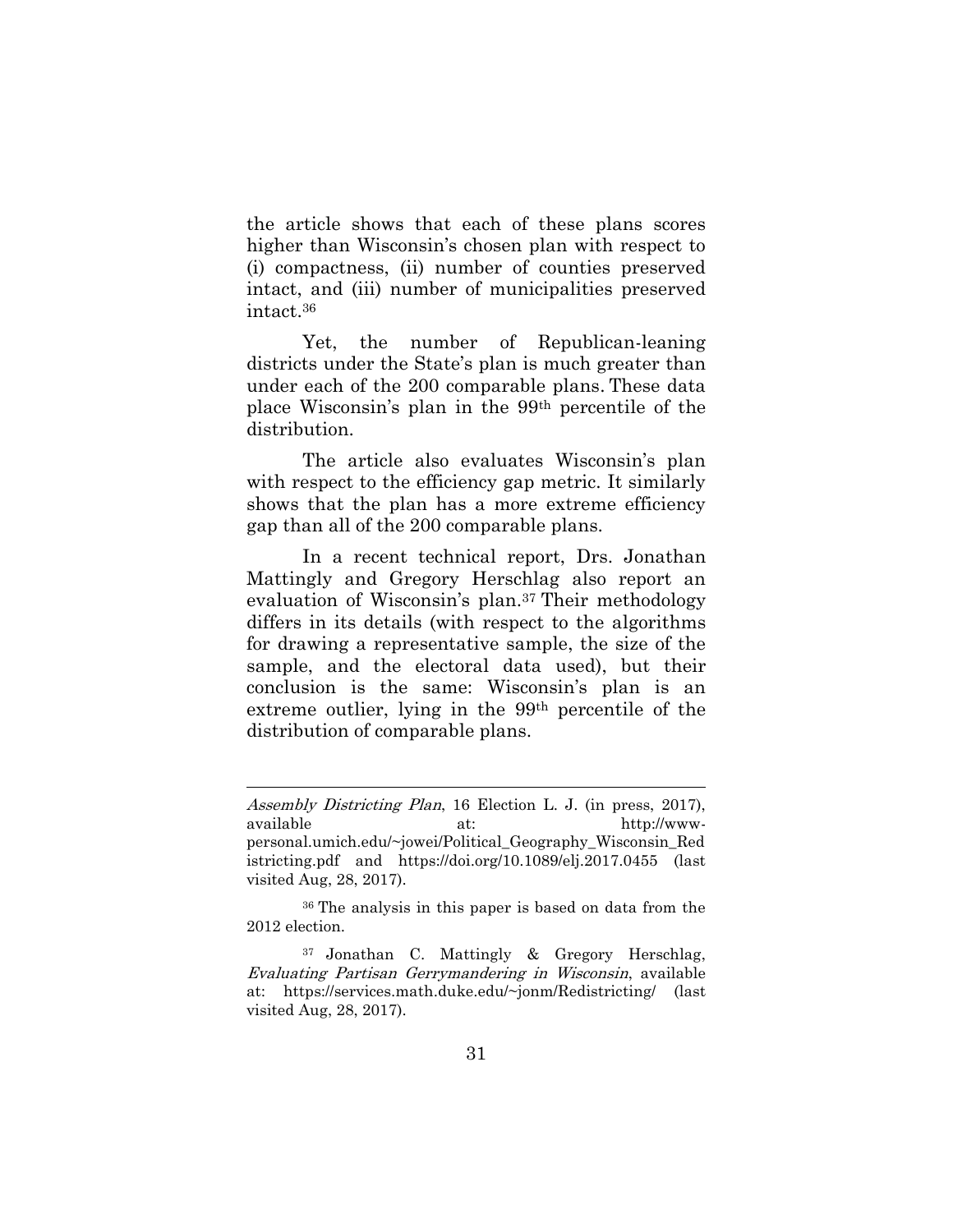the article shows that each of these plans scores higher than Wisconsin's chosen plan with respect to (i) compactness, (ii) number of counties preserved intact, and (iii) number of municipalities preserved intact.[36]

Yet, the number of Republican-leaning districts under the State's plan is much greater than under each of the 200 comparable plans. These data place Wisconsin's plan in the 99th percentile of the distribution.

The article also evaluates Wisconsin's plan with respect to the efficiency gap metric. It similarly shows that the plan has a more extreme efficiency gap than all of the 200 comparable plans.

In a recent technical report, Drs. Jonathan Mattingly and Gregory Herschlag also report an evaluation of Wisconsin's plan.[37] Their methodology differs in its details (with respect to the algorithms for drawing a representative sample, the size of the sample, and the electoral data used), but their conclusion is the same: Wisconsin's plan is an extreme outlier, lying in the 99th percentile of the distribution of comparable plans.

---

*Assembly Districting Plan*, 16 Election L. J. (in press, 2017), available at: http://www-personal.umich.edu/~jowei/Political_Geography_Wisconsin_Redistricting.pdf and https://doi.org/10.1089/elj.2017.0455 (last visited Aug, 28, 2017).

[36] The analysis in this paper is based on data from the 2012 election.

[37] Jonathan C. Mattingly & Gregory Herschlag, *Evaluating Partisan Gerrymandering in Wisconsin*, available at: https://services.math.duke.edu/~jonm/Redistricting/ (last visited Aug, 28, 2017).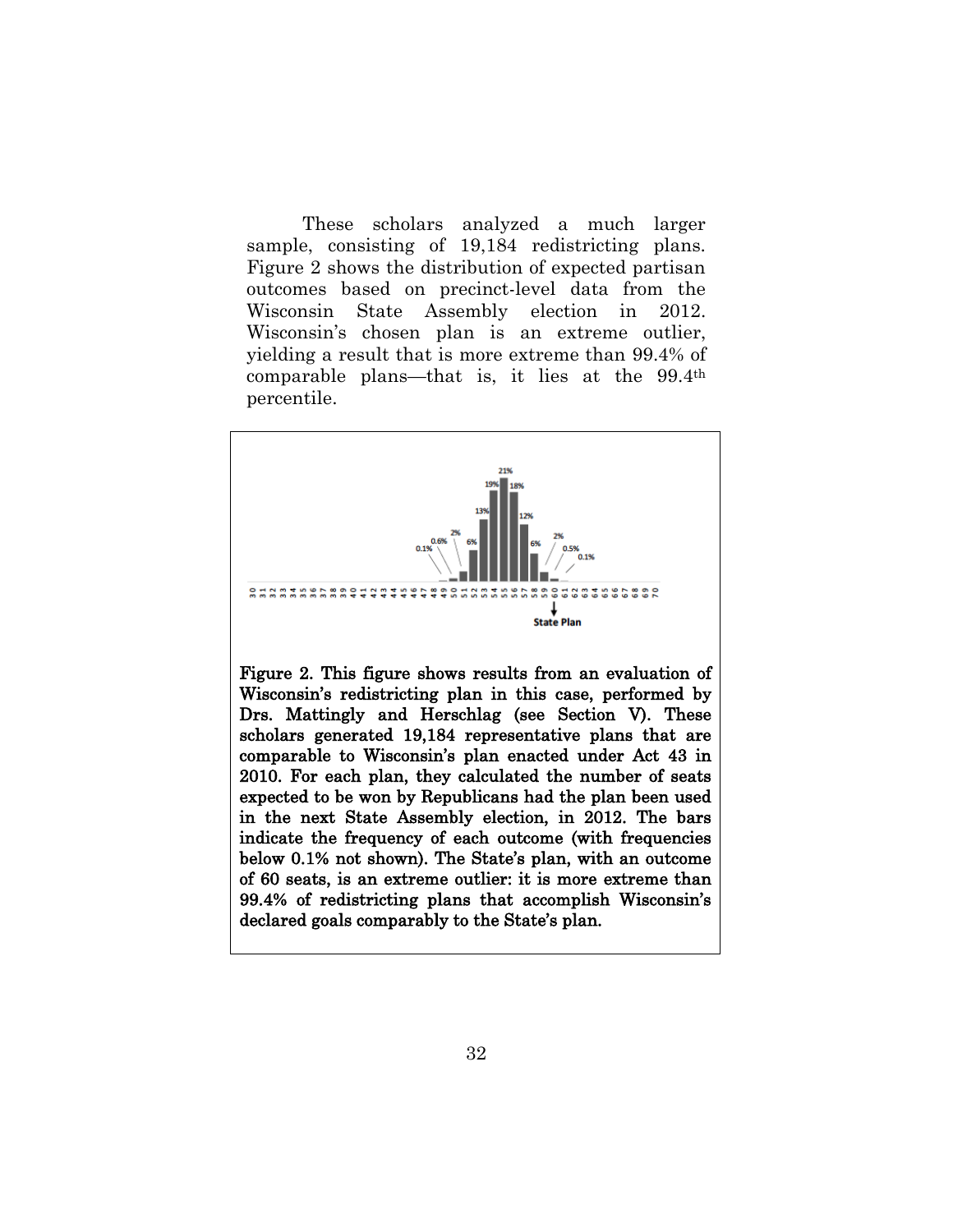These scholars analyzed a much larger sample, consisting of 19,184 redistricting plans. Figure 2 shows the distribution of expected partisan outcomes based on precinct-level data from the Wisconsin State Assembly election in 2012. Wisconsin's chosen plan is an extreme outlier, yielding a result that is more extreme than 99.4% of comparable plans—that is, it lies at the 99.4th percentile.

**Figure 2. This figure shows results from an evaluation of Wisconsin's redistricting plan in this case, performed by Drs. Mattingly and Herschlag (see Section V). These scholars generated 19,184 representative plans that are comparable to Wisconsin's plan enacted under Act 43 in 2010. For each plan, they calculated the number of seats expected to be won by Republicans had the plan been used in the next State Assembly election, in 2012. The bars indicate the frequency of each outcome (with frequencies below 0.1% not shown). The State's plan, with an outcome of 60 seats, is an extreme outlier: it is more extreme than 99.4% of redistricting plans that accomplish Wisconsin's declared goals comparably to the State's plan.**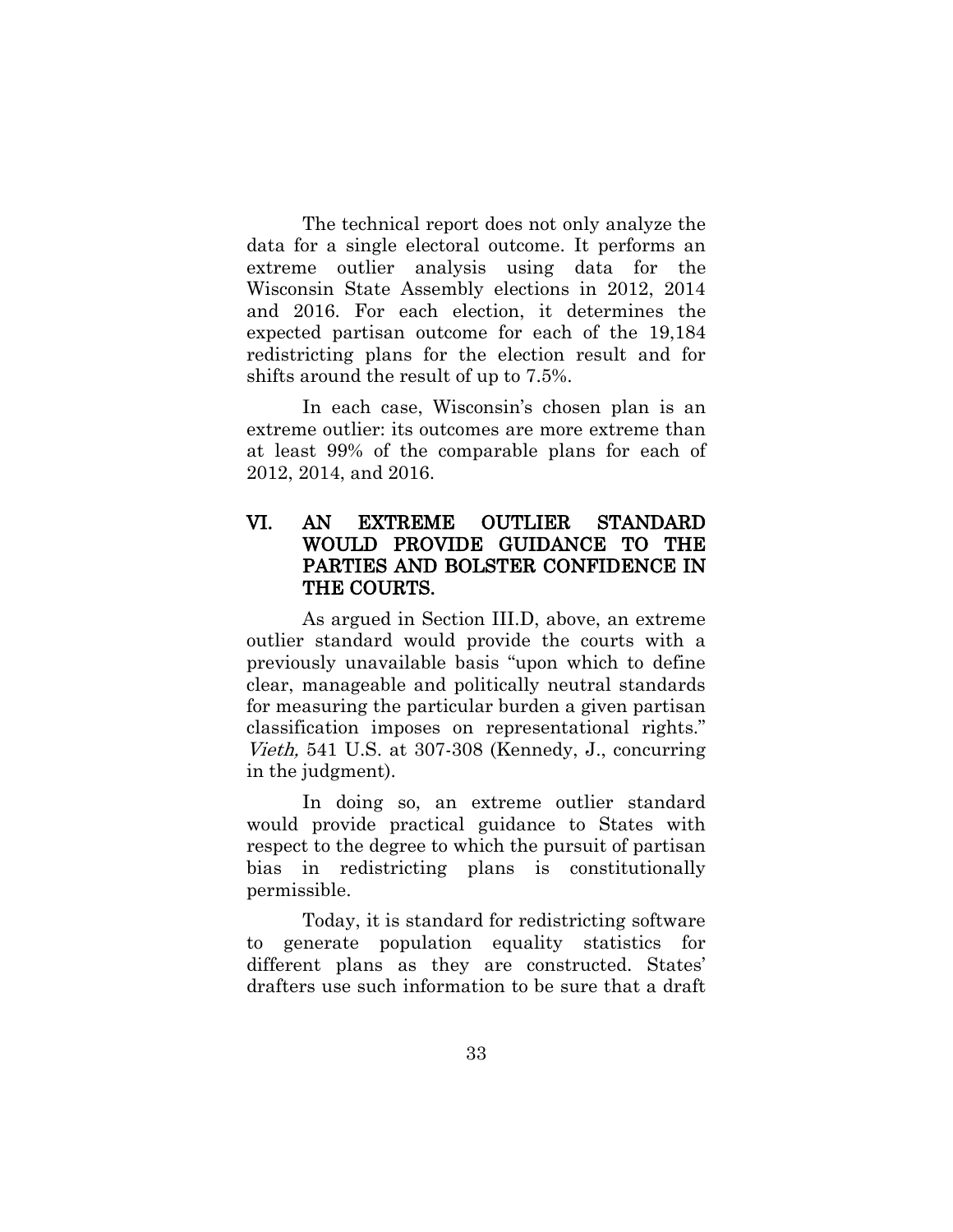The technical report does not only analyze the data for a single electoral outcome. It performs an extreme outlier analysis using data for the Wisconsin State Assembly elections in 2012, 2014 and 2016. For each election, it determines the expected partisan outcome for each of the 19,184 redistricting plans for the election result and for shifts around the result of up to 7.5%.

In each case, Wisconsin's chosen plan is an extreme outlier: its outcomes are more extreme than at least 99% of the comparable plans for each of 2012, 2014, and 2016.

## VI. AN EXTREME OUTLIER STANDARD WOULD PROVIDE GUIDANCE TO THE PARTIES AND BOLSTER CONFIDENCE IN THE COURTS.

As argued in Section III.D, above, an extreme outlier standard would provide the courts with a previously unavailable basis "upon which to define clear, manageable and politically neutral standards for measuring the particular burden a given partisan classification imposes on representational rights." *Vieth,* 541 U.S. at 307-308 (Kennedy, J., concurring in the judgment).

In doing so, an extreme outlier standard would provide practical guidance to States with respect to the degree to which the pursuit of partisan bias in redistricting plans is constitutionally permissible.

Today, it is standard for redistricting software to generate population equality statistics for different plans as they are constructed. States' drafters use such information to be sure that a draft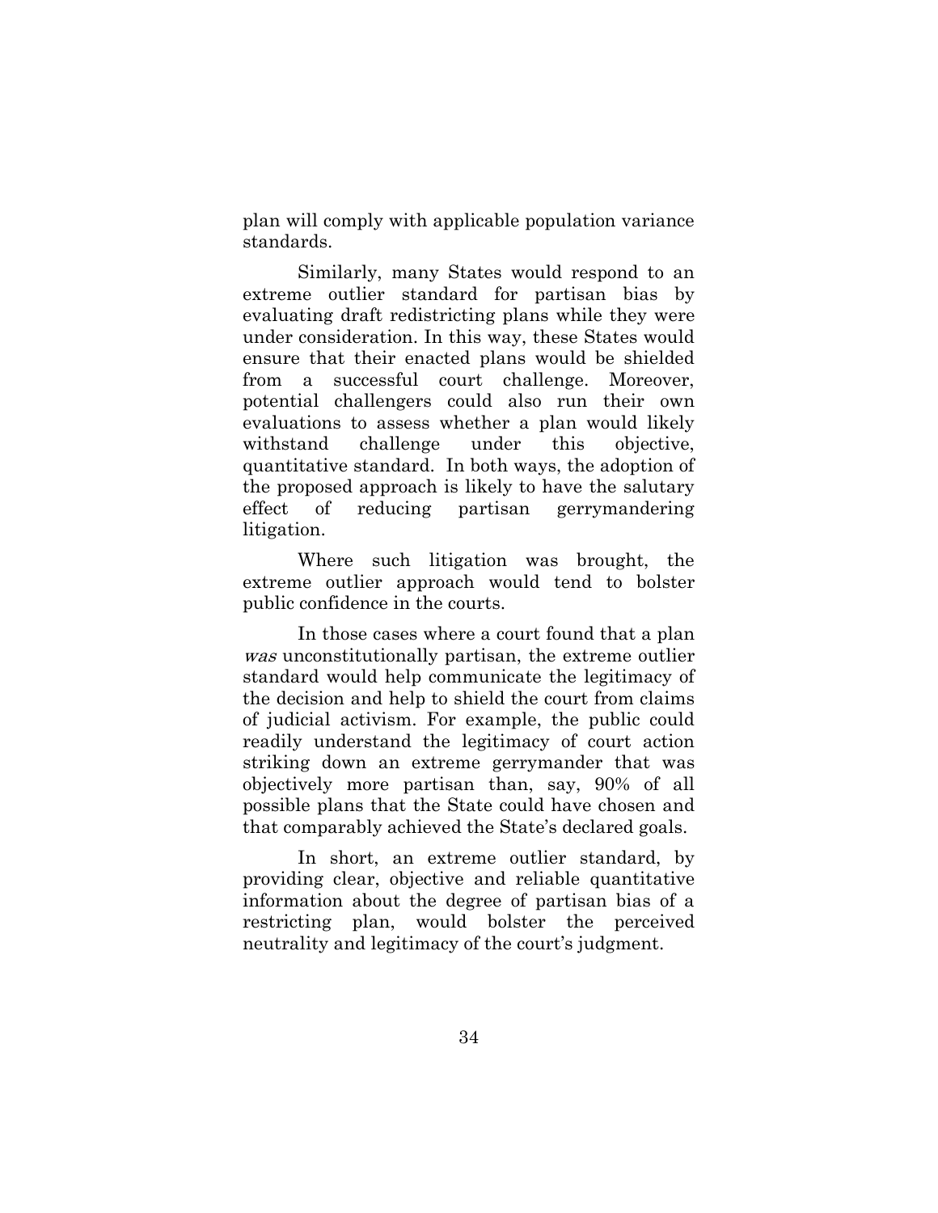plan will comply with applicable population variance standards.

Similarly, many States would respond to an extreme outlier standard for partisan bias by evaluating draft redistricting plans while they were under consideration. In this way, these States would ensure that their enacted plans would be shielded from a successful court challenge. Moreover, potential challengers could also run their own evaluations to assess whether a plan would likely withstand challenge under this objective, quantitative standard. In both ways, the adoption of the proposed approach is likely to have the salutary effect of reducing partisan gerrymandering litigation.

Where such litigation was brought, the extreme outlier approach would tend to bolster public confidence in the courts.

In those cases where a court found that a plan *was* unconstitutionally partisan, the extreme outlier standard would help communicate the legitimacy of the decision and help to shield the court from claims of judicial activism. For example, the public could readily understand the legitimacy of court action striking down an extreme gerrymander that was objectively more partisan than, say, 90% of all possible plans that the State could have chosen and that comparably achieved the State's declared goals.

In short, an extreme outlier standard, by providing clear, objective and reliable quantitative information about the degree of partisan bias of a restricting plan, would bolster the perceived neutrality and legitimacy of the court's judgment.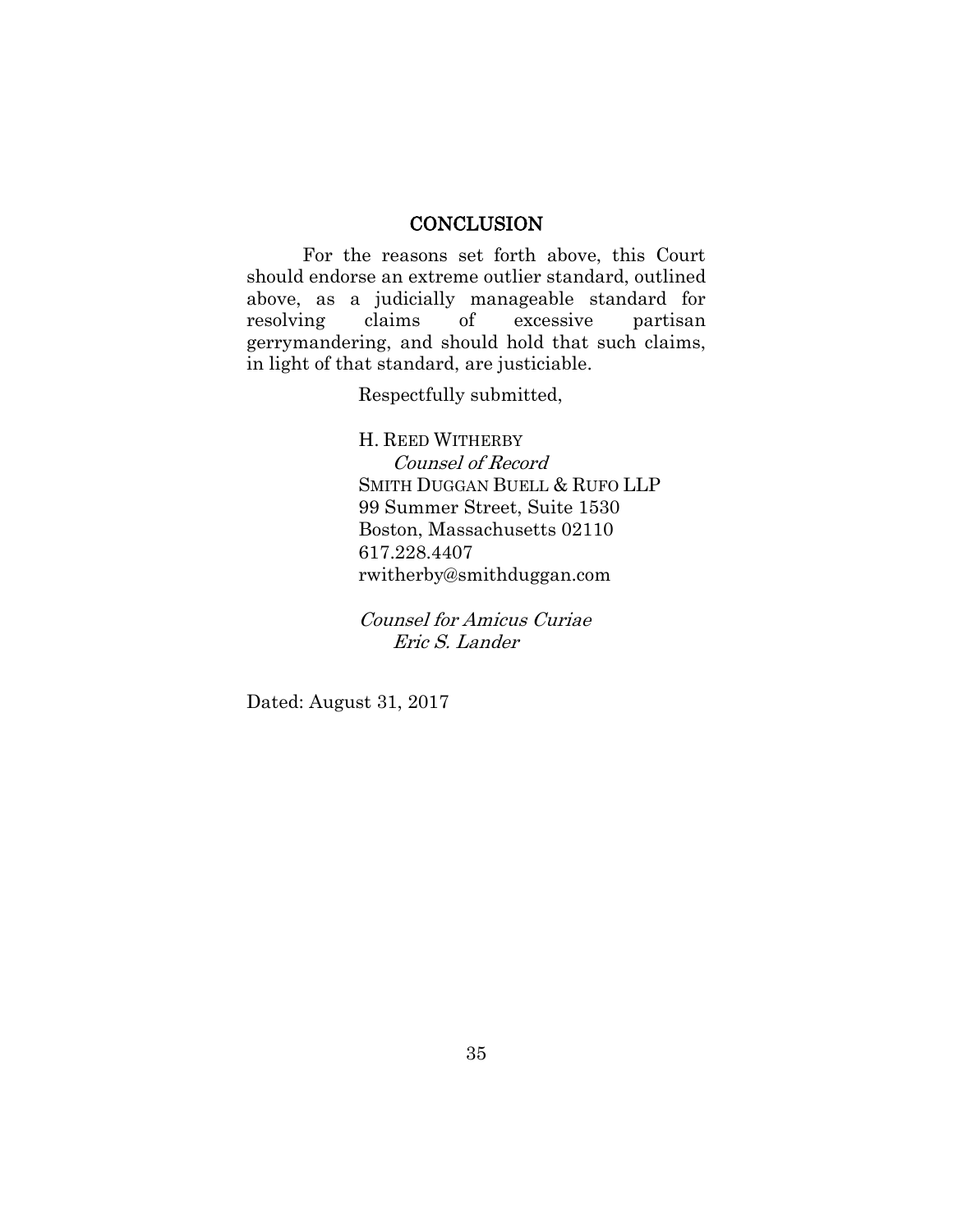## CONCLUSION

For the reasons set forth above, this Court should endorse an extreme outlier standard, outlined above, as a judicially manageable standard for resolving claims of excessive partisan gerrymandering, and should hold that such claims, in light of that standard, are justiciable.

Respectfully submitted,

H. REED WITHERBY  
*Counsel of Record*  
SMITH DUGGAN BUELL & RUFO LLP  
99 Summer Street, Suite 1530  
Boston, Massachusetts 02110  
617.228.4407  
rwitherby@smithduggan.com

*Counsel for Amicus Curiae*  
*Eric S. Lander*

Dated: August 31, 2017